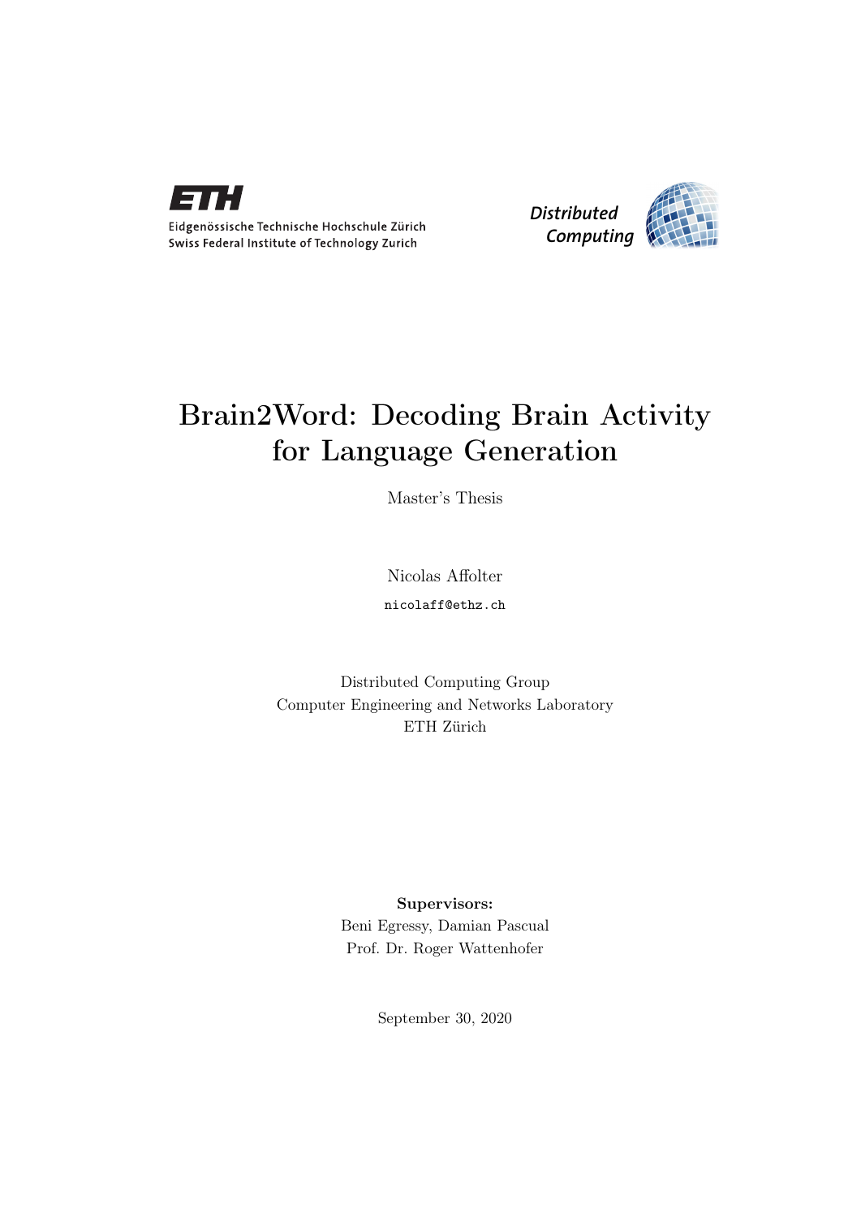Eidgenössische Technische Hochschule Zürich
Swiss Federal Institute of Technology Zurich

Distributed Computing

# Brain2Word: Decoding Brain Activity for Language Generation

Master's Thesis

Nicolas Affolter

nicolaff@ethz.ch

Distributed Computing Group
Computer Engineering and Networks Laboratory
ETH Zürich

**Supervisors:**
Beni Egressy, Damian Pascual
Prof. Dr. Roger Wattenhofer

September 30, 2020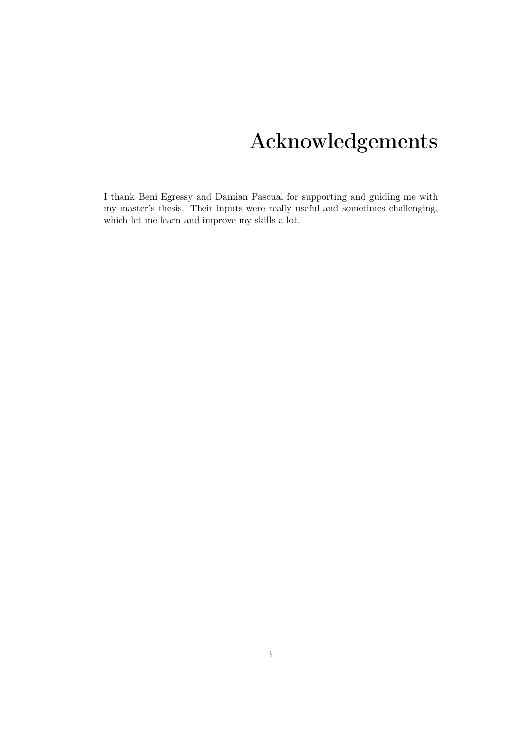# Acknowledgements

I thank Beni Egressy and Damian Pascual for supporting and guiding me with my master's thesis. Their inputs were really useful and sometimes challenging, which let me learn and improve my skills a lot.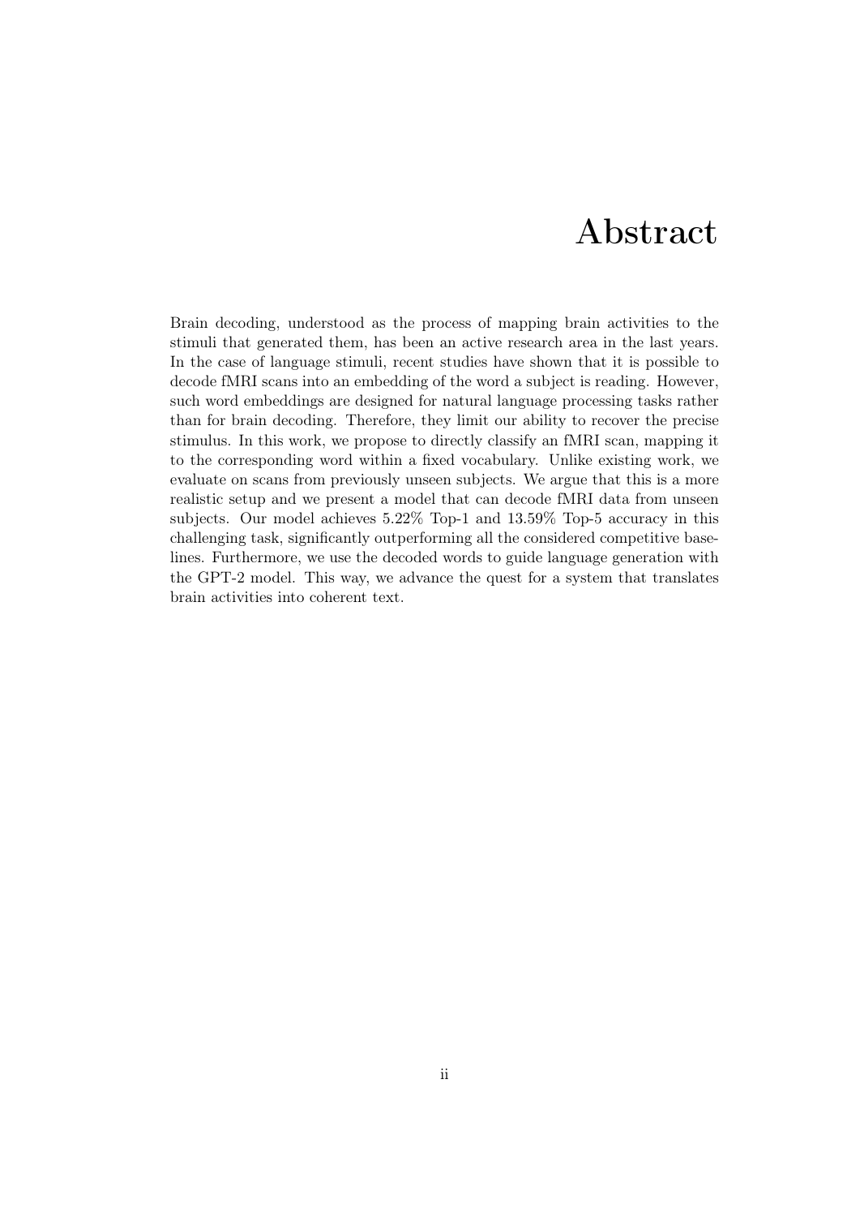# Abstract

Brain decoding, understood as the process of mapping brain activities to the stimuli that generated them, has been an active research area in the last years. In the case of language stimuli, recent studies have shown that it is possible to decode fMRI scans into an embedding of the word a subject is reading. However, such word embeddings are designed for natural language processing tasks rather than for brain decoding. Therefore, they limit our ability to recover the precise stimulus. In this work, we propose to directly classify an fMRI scan, mapping it to the corresponding word within a fixed vocabulary. Unlike existing work, we evaluate on scans from previously unseen subjects. We argue that this is a more realistic setup and we present a model that can decode fMRI data from unseen subjects. Our model achieves 5.22% Top-1 and 13.59% Top-5 accuracy in this challenging task, significantly outperforming all the considered competitive baselines. Furthermore, we use the decoded words to guide language generation with the GPT-2 model. This way, we advance the quest for a system that translates brain activities into coherent text.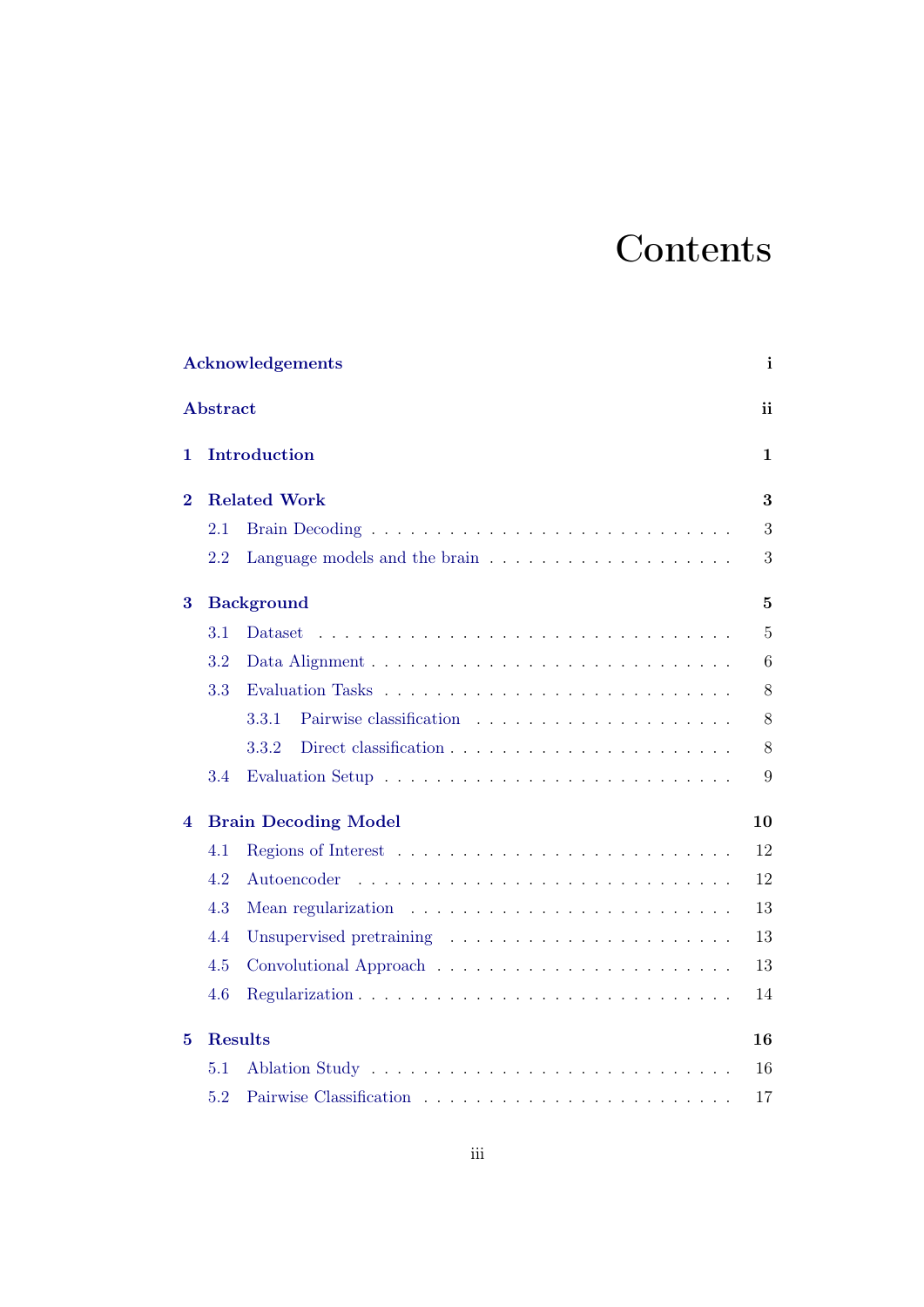# Contents

**Acknowledgements** **i**

**Abstract** **ii**

**1 Introduction** **1**

**2 Related Work** **3**

- 2.1 Brain Decoding . . . . . . . . . . . . . . . . . . . . . . . . . . . 3
- 2.2 Language models and the brain . . . . . . . . . . . . . . . . . . 3

**3 Background** **5**

- 3.1 Dataset . . . . . . . . . . . . . . . . . . . . . . . . . . . . . . . 5
- 3.2 Data Alignment . . . . . . . . . . . . . . . . . . . . . . . . . . . 6
- 3.3 Evaluation Tasks . . . . . . . . . . . . . . . . . . . . . . . . . . 8
  - 3.3.1 Pairwise classification . . . . . . . . . . . . . . . . . . . . 8
  - 3.3.2 Direct classification . . . . . . . . . . . . . . . . . . . . . 8
- 3.4 Evaluation Setup . . . . . . . . . . . . . . . . . . . . . . . . . . 9

**4 Brain Decoding Model** **10**

- 4.1 Regions of Interest . . . . . . . . . . . . . . . . . . . . . . . . . 12
- 4.2 Autoencoder . . . . . . . . . . . . . . . . . . . . . . . . . . . . . 12
- 4.3 Mean regularization . . . . . . . . . . . . . . . . . . . . . . . . . 13
- 4.4 Unsupervised pretraining . . . . . . . . . . . . . . . . . . . . . . 13
- 4.5 Convolutional Approach . . . . . . . . . . . . . . . . . . . . . . . 13
- 4.6 Regularization . . . . . . . . . . . . . . . . . . . . . . . . . . . . 14

**5 Results** **16**

- 5.1 Ablation Study . . . . . . . . . . . . . . . . . . . . . . . . . . . . 16
- 5.2 Pairwise Classification . . . . . . . . . . . . . . . . . . . . . . . 17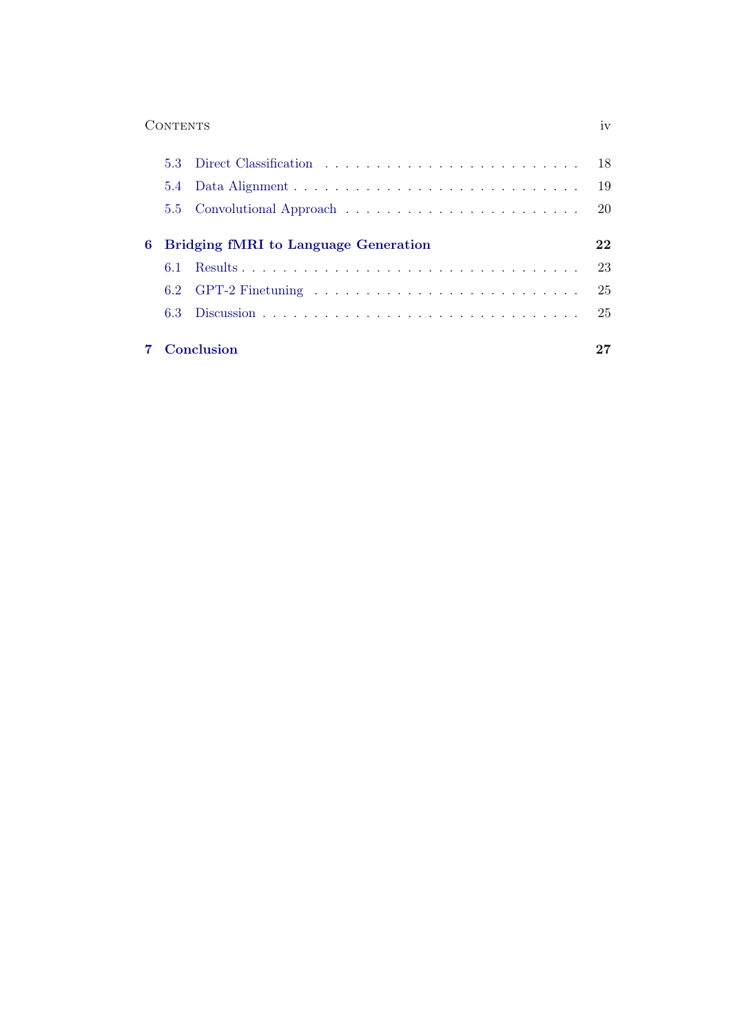- 5.3 Direct Classification . . . . . . . . . . . . . . . . . . . . . . . . . 18
- 5.4 Data Alignment . . . . . . . . . . . . . . . . . . . . . . . . . . . 19
- 5.5 Convolutional Approach . . . . . . . . . . . . . . . . . . . . . . . 20

**6 Bridging fMRI to Language Generation** **22**

- 6.1 Results . . . . . . . . . . . . . . . . . . . . . . . . . . . . . . . 23
- 6.2 GPT-2 Finetuning . . . . . . . . . . . . . . . . . . . . . . . . . 25
- 6.3 Discussion . . . . . . . . . . . . . . . . . . . . . . . . . . . . . . 25

**7 Conclusion** **27**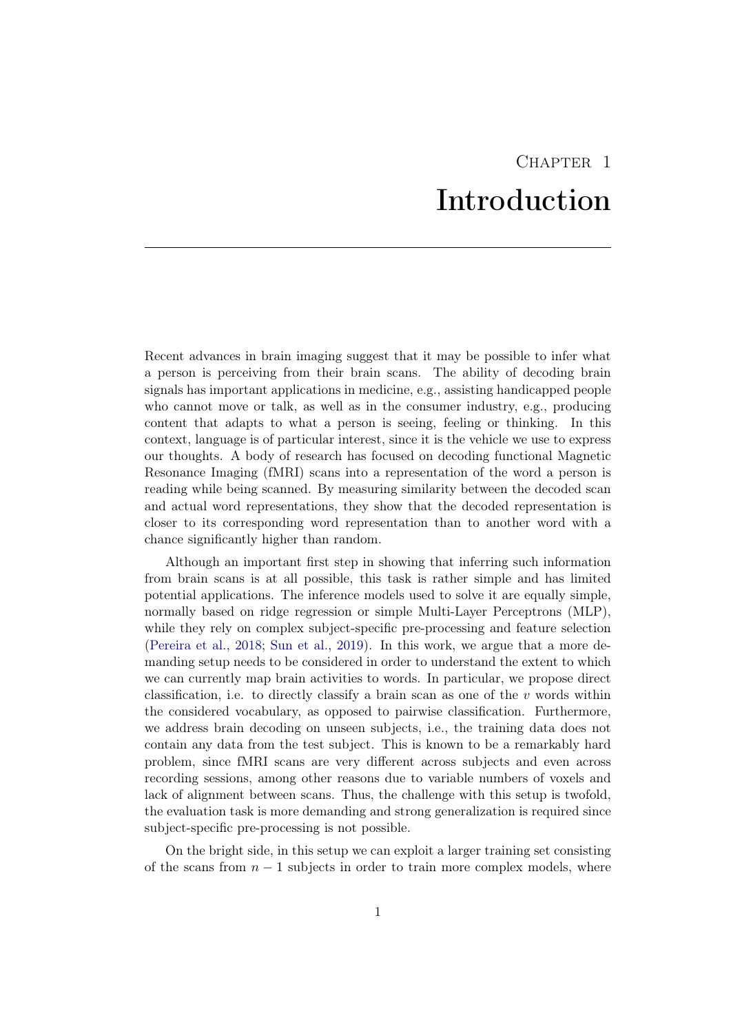# Chapter 1

# Introduction

Recent advances in brain imaging suggest that it may be possible to infer what a person is perceiving from their brain scans. The ability of decoding brain signals has important applications in medicine, e.g., assisting handicapped people who cannot move or talk, as well as in the consumer industry, e.g., producing content that adapts to what a person is seeing, feeling or thinking. In this context, language is of particular interest, since it is the vehicle we use to express our thoughts. A body of research has focused on decoding functional Magnetic Resonance Imaging (fMRI) scans into a representation of the word a person is reading while being scanned. By measuring similarity between the decoded scan and actual word representations, they show that the decoded representation is closer to its corresponding word representation than to another word with a chance significantly higher than random.

Although an important first step in showing that inferring such information from brain scans is at all possible, this task is rather simple and has limited potential applications. The inference models used to solve it are equally simple, normally based on ridge regression or simple Multi-Layer Perceptrons (MLP), while they rely on complex subject-specific pre-processing and feature selection (Pereira et al., 2018; Sun et al., 2019). In this work, we argue that a more demanding setup needs to be considered in order to understand the extent to which we can currently map brain activities to words. In particular, we propose direct classification, i.e. to directly classify a brain scan as one of the $v$ words within the considered vocabulary, as opposed to pairwise classification. Furthermore, we address brain decoding on unseen subjects, i.e., the training data does not contain any data from the test subject. This is known to be a remarkably hard problem, since fMRI scans are very different across subjects and even across recording sessions, among other reasons due to variable numbers of voxels and lack of alignment between scans. Thus, the challenge with this setup is twofold, the evaluation task is more demanding and strong generalization is required since subject-specific pre-processing is not possible.

On the bright side, in this setup we can exploit a larger training set consisting of the scans from $n-1$ subjects in order to train more complex models, where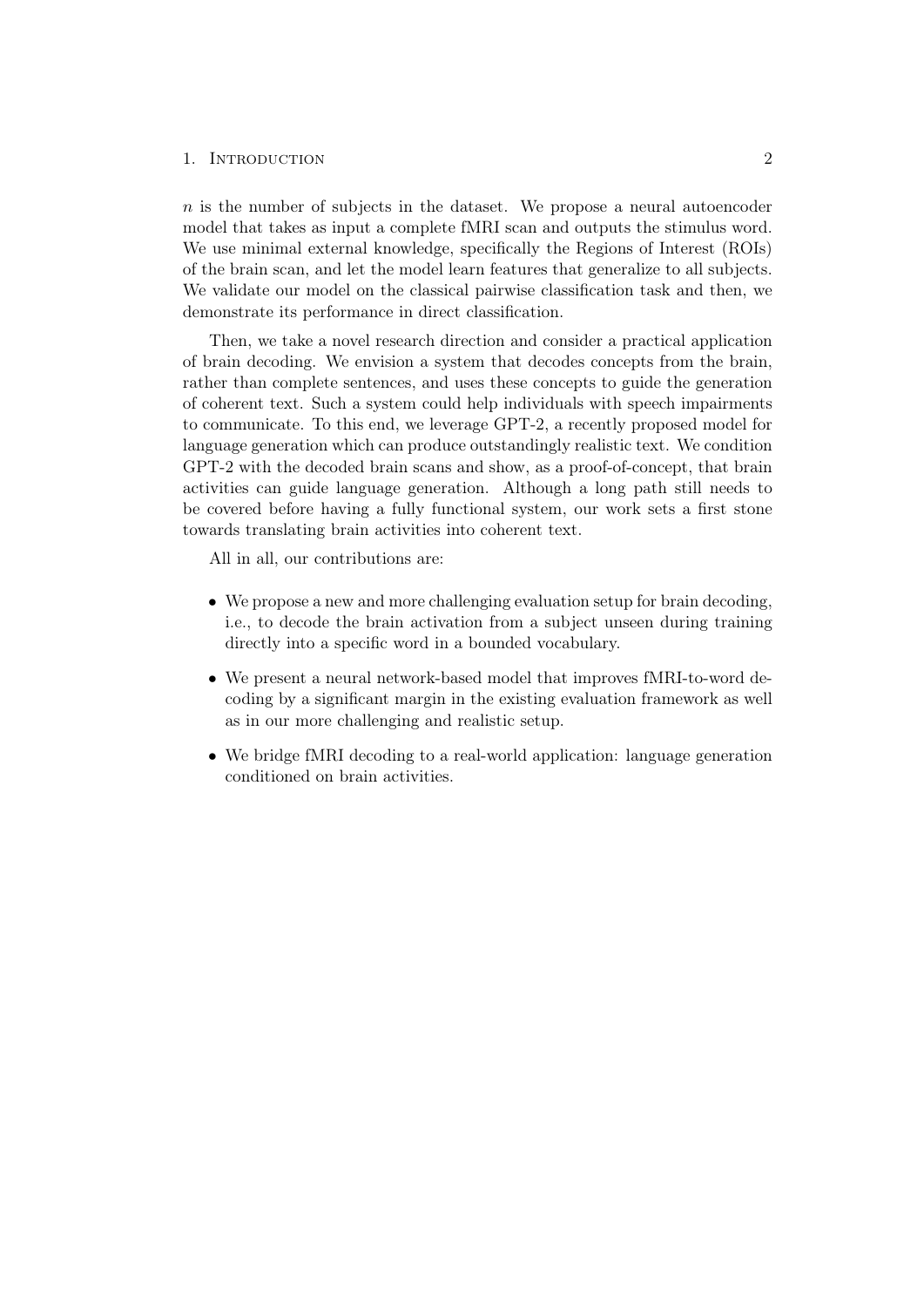$n$ is the number of subjects in the dataset. We propose a neural autoencoder model that takes as input a complete fMRI scan and outputs the stimulus word. We use minimal external knowledge, specifically the Regions of Interest (ROIs) of the brain scan, and let the model learn features that generalize to all subjects. We validate our model on the classical pairwise classification task and then, we demonstrate its performance in direct classification.

Then, we take a novel research direction and consider a practical application of brain decoding. We envision a system that decodes concepts from the brain, rather than complete sentences, and uses these concepts to guide the generation of coherent text. Such a system could help individuals with speech impairments to communicate. To this end, we leverage GPT-2, a recently proposed model for language generation which can produce outstandingly realistic text. We condition GPT-2 with the decoded brain scans and show, as a proof-of-concept, that brain activities can guide language generation. Although a long path still needs to be covered before having a fully functional system, our work sets a first stone towards translating brain activities into coherent text.

All in all, our contributions are:

- We propose a new and more challenging evaluation setup for brain decoding, i.e., to decode the brain activation from a subject unseen during training directly into a specific word in a bounded vocabulary.
- We present a neural network-based model that improves fMRI-to-word decoding by a significant margin in the existing evaluation framework as well as in our more challenging and realistic setup.
- We bridge fMRI decoding to a real-world application: language generation conditioned on brain activities.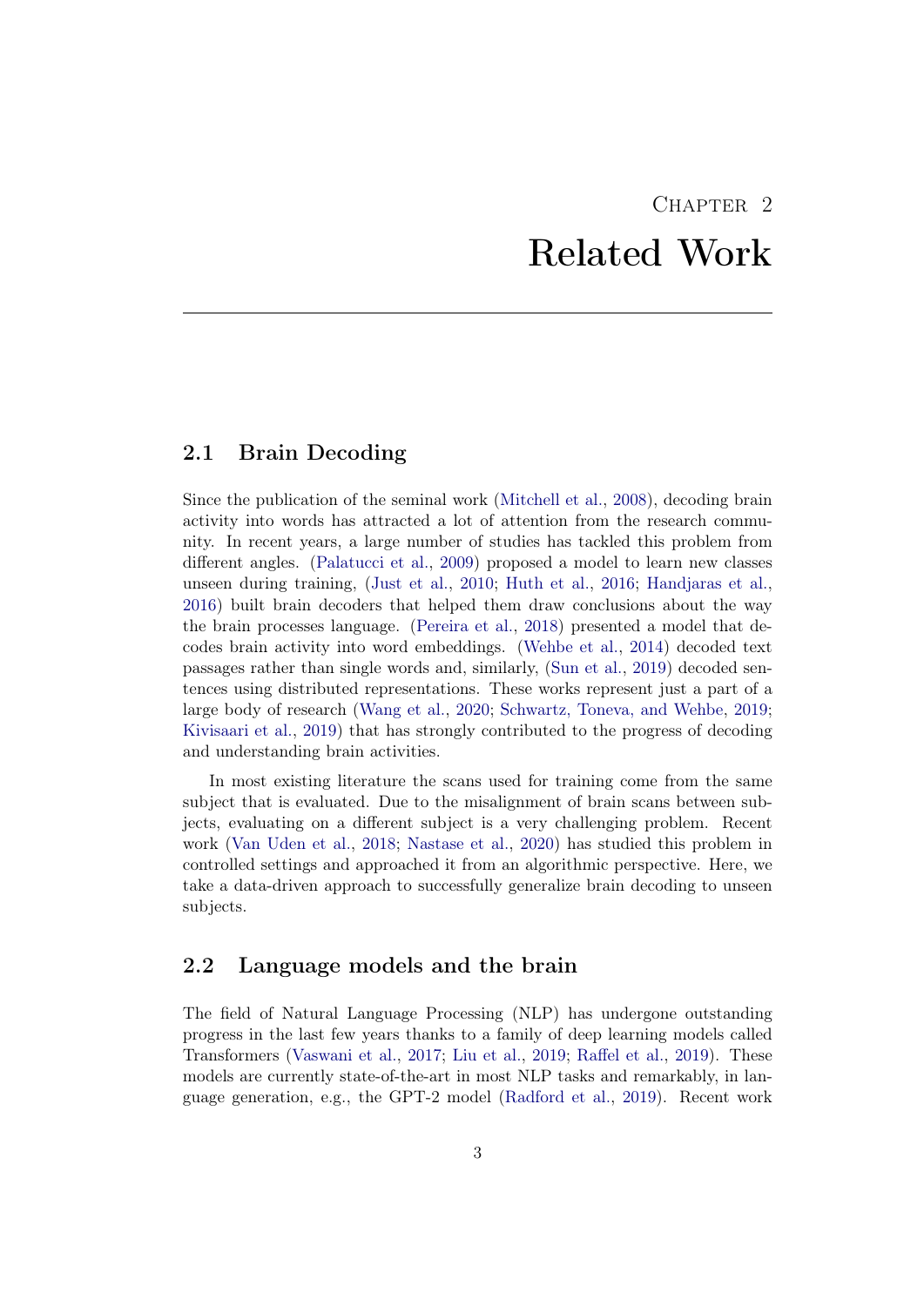# Chapter 2

# Related Work

## 2.1 Brain Decoding

Since the publication of the seminal work (Mitchell et al., 2008), decoding brain activity into words has attracted a lot of attention from the research community. In recent years, a large number of studies has tackled this problem from different angles. (Palatucci et al., 2009) proposed a model to learn new classes unseen during training, (Just et al., 2010; Huth et al., 2016; Handjaras et al., 2016) built brain decoders that helped them draw conclusions about the way the brain processes language. (Pereira et al., 2018) presented a model that decodes brain activity into word embeddings. (Wehbe et al., 2014) decoded text passages rather than single words and, similarly, (Sun et al., 2019) decoded sentences using distributed representations. These works represent just a part of a large body of research (Wang et al., 2020; Schwartz, Toneva, and Wehbe, 2019; Kivisaari et al., 2019) that has strongly contributed to the progress of decoding and understanding brain activities.

In most existing literature the scans used for training come from the same subject that is evaluated. Due to the misalignment of brain scans between subjects, evaluating on a different subject is a very challenging problem. Recent work (Van Uden et al., 2018; Nastase et al., 2020) has studied this problem in controlled settings and approached it from an algorithmic perspective. Here, we take a data-driven approach to successfully generalize brain decoding to unseen subjects.

## 2.2 Language models and the brain

The field of Natural Language Processing (NLP) has undergone outstanding progress in the last few years thanks to a family of deep learning models called Transformers (Vaswani et al., 2017; Liu et al., 2019; Raffel et al., 2019). These models are currently state-of-the-art in most NLP tasks and remarkably, in language generation, e.g., the GPT-2 model (Radford et al., 2019). Recent work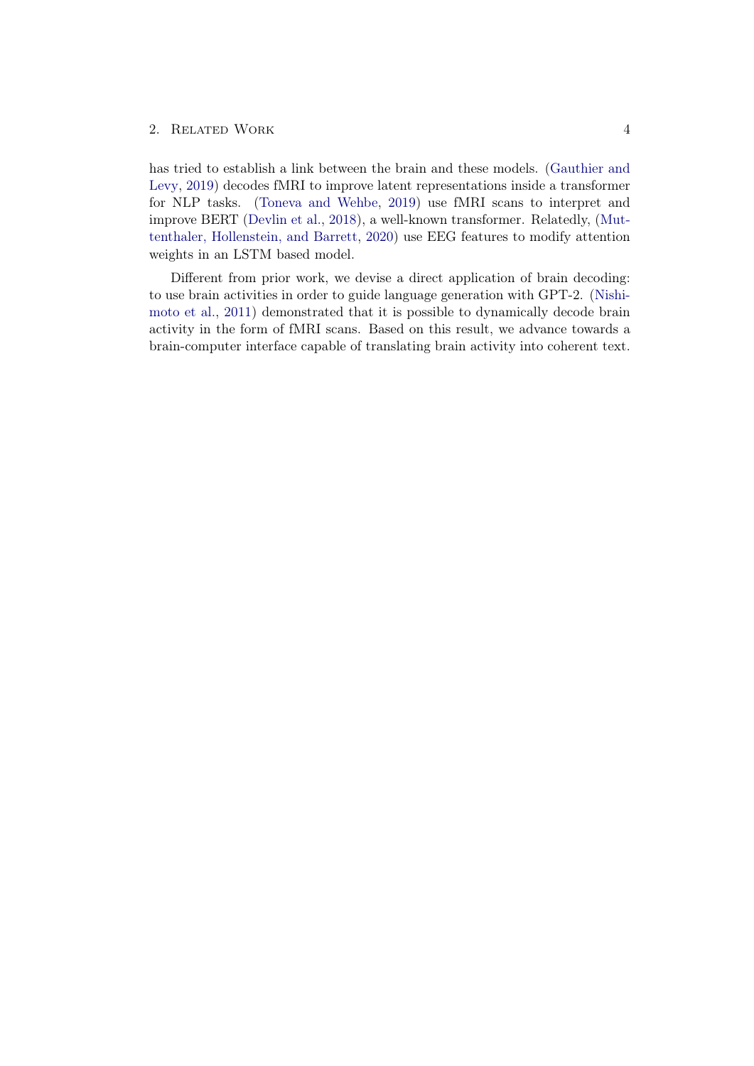has tried to establish a link between the brain and these models. (Gauthier and Levy, 2019) decodes fMRI to improve latent representations inside a transformer for NLP tasks. (Toneva and Wehbe, 2019) use fMRI scans to interpret and improve BERT (Devlin et al., 2018), a well-known transformer. Relatedly, (Muttenthaler, Hollenstein, and Barrett, 2020) use EEG features to modify attention weights in an LSTM based model.

Different from prior work, we devise a direct application of brain decoding: to use brain activities in order to guide language generation with GPT-2. (Nishimoto et al., 2011) demonstrated that it is possible to dynamically decode brain activity in the form of fMRI scans. Based on this result, we advance towards a brain-computer interface capable of translating brain activity into coherent text.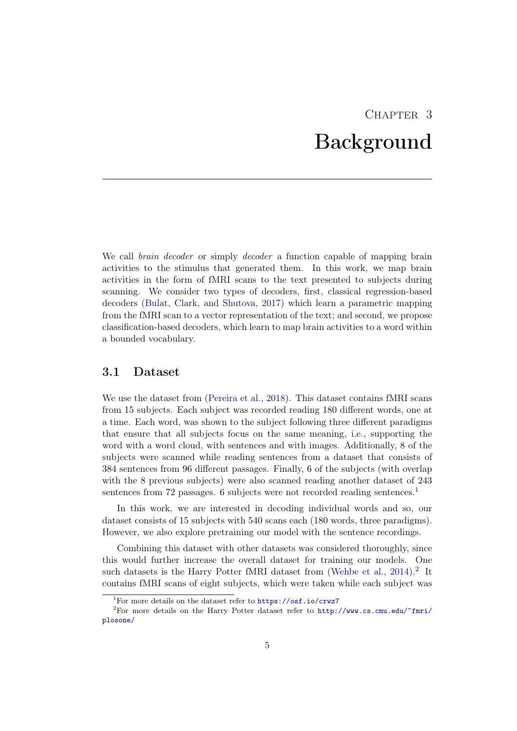# Chapter 3

# Background

We call *brain decoder* or simply *decoder* a function capable of mapping brain activities to the stimulus that generated them. In this work, we map brain activities in the form of fMRI scans to the text presented to subjects during scanning. We consider two types of decoders, first, classical regression-based decoders (Bulat, Clark, and Shutova, 2017) which learn a parametric mapping from the fMRI scan to a vector representation of the text; and second, we propose classification-based decoders, which learn to map brain activities to a word within a bounded vocabulary.

## 3.1 Dataset

We use the dataset from (Pereira et al., 2018). This dataset contains fMRI scans from 15 subjects. Each subject was recorded reading 180 different words, one at a time. Each word, was shown to the subject following three different paradigms that ensure that all subjects focus on the same meaning, i.e., supporting the word with a word cloud, with sentences and with images. Additionally, 8 of the subjects were scanned while reading sentences from a dataset that consists of 384 sentences from 96 different passages. Finally, 6 of the subjects (with overlap with the 8 previous subjects) were also scanned reading another dataset of 243 sentences from 72 passages. 6 subjects were not recorded reading sentences.[1]

In this work, we are interested in decoding individual words and so, our dataset consists of 15 subjects with 540 scans each (180 words, three paradigms). However, we also explore pretraining our model with the sentence recordings.

Combining this dataset with other datasets was considered thoroughly, since this would further increase the overall dataset for training our models. One such datasets is the Harry Potter fMRI dataset from (Wehbe et al., 2014).[2] It contains fMRI scans of eight subjects, which were taken while each subject was

[1] For more details on the dataset refer to https://osf.io/crwz7

[2] For more details on the Harry Potter dataset refer to http://www.cs.cmu.edu/~fmri/plosone/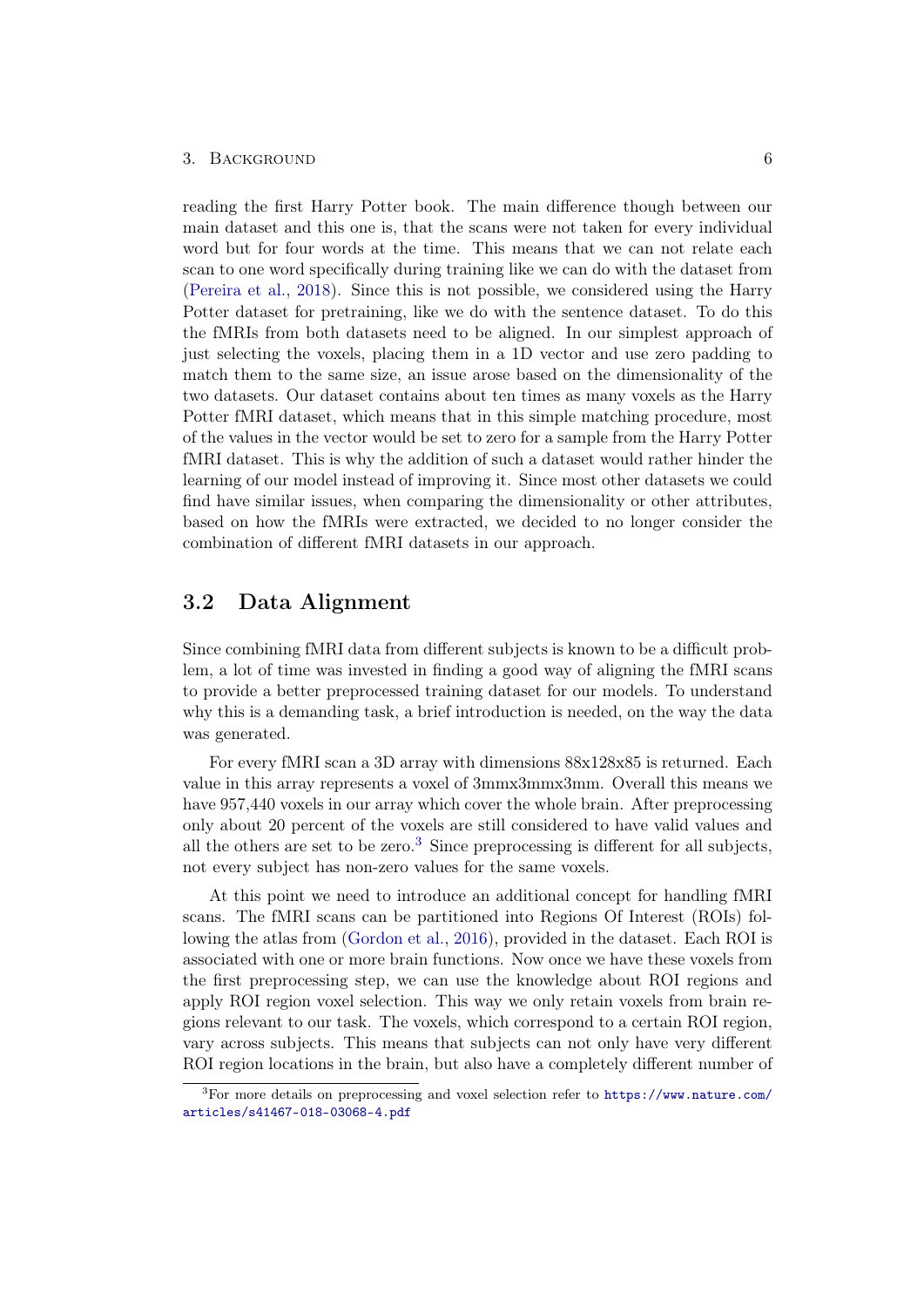reading the first Harry Potter book. The main difference though between our main dataset and this one is, that the scans were not taken for every individual word but for four words at the time. This means that we can not relate each scan to one word specifically during training like we can do with the dataset from (Pereira et al., 2018). Since this is not possible, we considered using the Harry Potter dataset for pretraining, like we do with the sentence dataset. To do this the fMRIs from both datasets need to be aligned. In our simplest approach of just selecting the voxels, placing them in a 1D vector and use zero padding to match them to the same size, an issue arose based on the dimensionality of the two datasets. Our dataset contains about ten times as many voxels as the Harry Potter fMRI dataset, which means that in this simple matching procedure, most of the values in the vector would be set to zero for a sample from the Harry Potter fMRI dataset. This is why the addition of such a dataset would rather hinder the learning of our model instead of improving it. Since most other datasets we could find have similar issues, when comparing the dimensionality or other attributes, based on how the fMRIs were extracted, we decided to no longer consider the combination of different fMRI datasets in our approach.

## 3.2 Data Alignment

Since combining fMRI data from different subjects is known to be a difficult problem, a lot of time was invested in finding a good way of aligning the fMRI scans to provide a better preprocessed training dataset for our models. To understand why this is a demanding task, a brief introduction is needed, on the way the data was generated.

For every fMRI scan a 3D array with dimensions 88x128x85 is returned. Each value in this array represents a voxel of 3mmx3mmx3mm. Overall this means we have 957,440 voxels in our array which cover the whole brain. After preprocessing only about 20 percent of the voxels are still considered to have valid values and all the others are set to be zero.[3] Since preprocessing is different for all subjects, not every subject has non-zero values for the same voxels.

At this point we need to introduce an additional concept for handling fMRI scans. The fMRI scans can be partitioned into Regions Of Interest (ROIs) following the atlas from (Gordon et al., 2016), provided in the dataset. Each ROI is associated with one or more brain functions. Now once we have these voxels from the first preprocessing step, we can use the knowledge about ROI regions and apply ROI region voxel selection. This way we only retain voxels from brain regions relevant to our task. The voxels, which correspond to a certain ROI region, vary across subjects. This means that subjects can not only have very different ROI region locations in the brain, but also have a completely different number of

[3] For more details on preprocessing and voxel selection refer to https://www.nature.com/articles/s41467-018-03068-4.pdf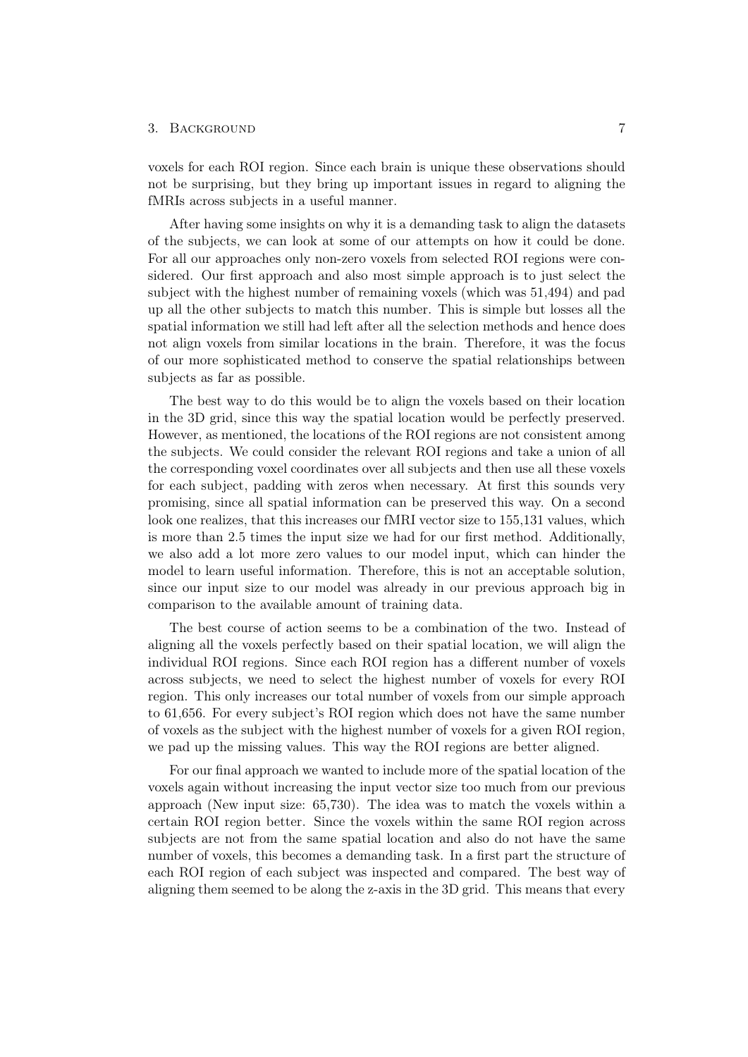voxels for each ROI region. Since each brain is unique these observations should not be surprising, but they bring up important issues in regard to aligning the fMRIs across subjects in a useful manner.

After having some insights on why it is a demanding task to align the datasets of the subjects, we can look at some of our attempts on how it could be done. For all our approaches only non-zero voxels from selected ROI regions were considered. Our first approach and also most simple approach is to just select the subject with the highest number of remaining voxels (which was 51,494) and pad up all the other subjects to match this number. This is simple but losses all the spatial information we still had left after all the selection methods and hence does not align voxels from similar locations in the brain. Therefore, it was the focus of our more sophisticated method to conserve the spatial relationships between subjects as far as possible.

The best way to do this would be to align the voxels based on their location in the 3D grid, since this way the spatial location would be perfectly preserved. However, as mentioned, the locations of the ROI regions are not consistent among the subjects. We could consider the relevant ROI regions and take a union of all the corresponding voxel coordinates over all subjects and then use all these voxels for each subject, padding with zeros when necessary. At first this sounds very promising, since all spatial information can be preserved this way. On a second look one realizes, that this increases our fMRI vector size to 155,131 values, which is more than 2.5 times the input size we had for our first method. Additionally, we also add a lot more zero values to our model input, which can hinder the model to learn useful information. Therefore, this is not an acceptable solution, since our input size to our model was already in our previous approach big in comparison to the available amount of training data.

The best course of action seems to be a combination of the two. Instead of aligning all the voxels perfectly based on their spatial location, we will align the individual ROI regions. Since each ROI region has a different number of voxels across subjects, we need to select the highest number of voxels for every ROI region. This only increases our total number of voxels from our simple approach to 61,656. For every subject's ROI region which does not have the same number of voxels as the subject with the highest number of voxels for a given ROI region, we pad up the missing values. This way the ROI regions are better aligned.

For our final approach we wanted to include more of the spatial location of the voxels again without increasing the input vector size too much from our previous approach (New input size: 65,730). The idea was to match the voxels within a certain ROI region better. Since the voxels within the same ROI region across subjects are not from the same spatial location and also do not have the same number of voxels, this becomes a demanding task. In a first part the structure of each ROI region of each subject was inspected and compared. The best way of aligning them seemed to be along the z-axis in the 3D grid. This means that every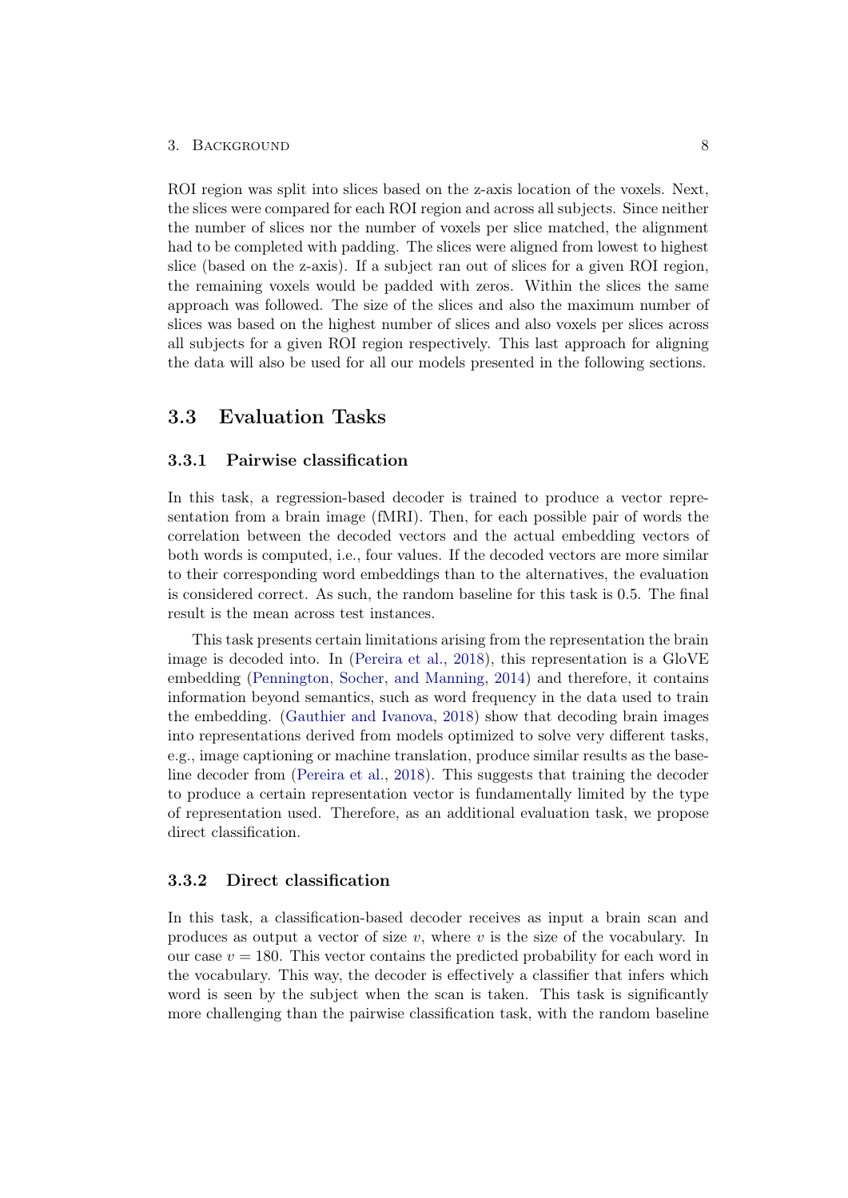ROI region was split into slices based on the z-axis location of the voxels. Next, the slices were compared for each ROI region and across all subjects. Since neither the number of slices nor the number of voxels per slice matched, the alignment had to be completed with padding. The slices were aligned from lowest to highest slice (based on the z-axis). If a subject ran out of slices for a given ROI region, the remaining voxels would be padded with zeros. Within the slices the same approach was followed. The size of the slices and also the maximum number of slices was based on the highest number of slices and also voxels per slices across all subjects for a given ROI region respectively. This last approach for aligning the data will also be used for all our models presented in the following sections.

## 3.3 Evaluation Tasks

### 3.3.1 Pairwise classification

In this task, a regression-based decoder is trained to produce a vector representation from a brain image (fMRI). Then, for each possible pair of words the correlation between the decoded vectors and the actual embedding vectors of both words is computed, i.e., four values. If the decoded vectors are more similar to their corresponding word embeddings than to the alternatives, the evaluation is considered correct. As such, the random baseline for this task is 0.5. The final result is the mean across test instances.

This task presents certain limitations arising from the representation the brain image is decoded into. In (Pereira et al., 2018), this representation is a GloVE embedding (Pennington, Socher, and Manning, 2014) and therefore, it contains information beyond semantics, such as word frequency in the data used to train the embedding. (Gauthier and Ivanova, 2018) show that decoding brain images into representations derived from models optimized to solve very different tasks, e.g., image captioning or machine translation, produce similar results as the baseline decoder from (Pereira et al., 2018). This suggests that training the decoder to produce a certain representation vector is fundamentally limited by the type of representation used. Therefore, as an additional evaluation task, we propose direct classification.

### 3.3.2 Direct classification

In this task, a classification-based decoder receives as input a brain scan and produces as output a vector of size $v$, where $v$ is the size of the vocabulary. In our case $v = 180$. This vector contains the predicted probability for each word in the vocabulary. This way, the decoder is effectively a classifier that infers which word is seen by the subject when the scan is taken. This task is significantly more challenging than the pairwise classification task, with the random baseline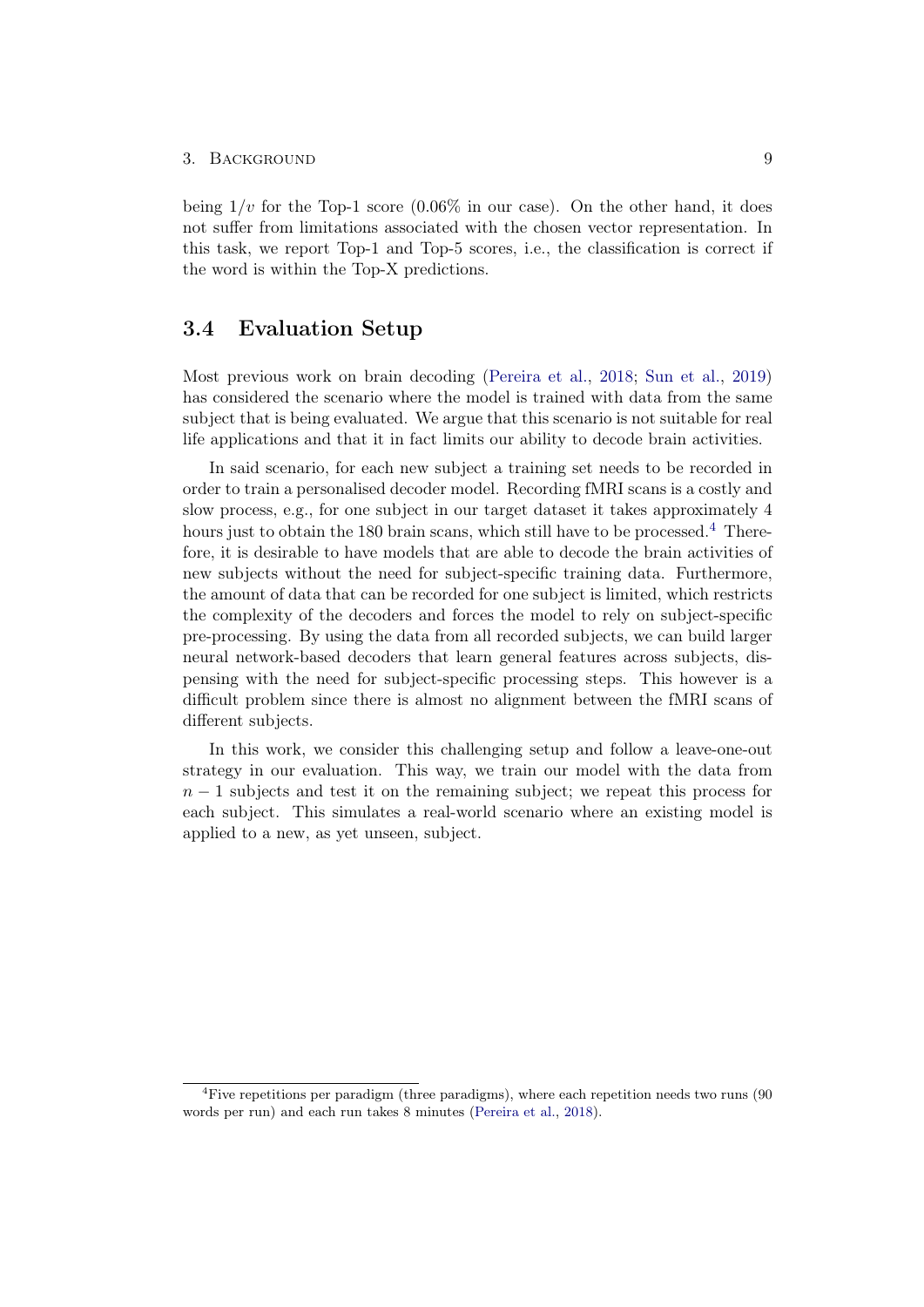being $1/v$ for the Top-1 score (0.06% in our case). On the other hand, it does not suffer from limitations associated with the chosen vector representation. In this task, we report Top-1 and Top-5 scores, i.e., the classification is correct if the word is within the Top-X predictions.

## 3.4 Evaluation Setup

Most previous work on brain decoding (Pereira et al., 2018; Sun et al., 2019) has considered the scenario where the model is trained with data from the same subject that is being evaluated. We argue that this scenario is not suitable for real life applications and that it in fact limits our ability to decode brain activities.

In said scenario, for each new subject a training set needs to be recorded in order to train a personalised decoder model. Recording fMRI scans is a costly and slow process, e.g., for one subject in our target dataset it takes approximately 4 hours just to obtain the 180 brain scans, which still have to be processed.[4] Therefore, it is desirable to have models that are able to decode the brain activities of new subjects without the need for subject-specific training data. Furthermore, the amount of data that can be recorded for one subject is limited, which restricts the complexity of the decoders and forces the model to rely on subject-specific pre-processing. By using the data from all recorded subjects, we can build larger neural network-based decoders that learn general features across subjects, dispensing with the need for subject-specific processing steps. This however is a difficult problem since there is almost no alignment between the fMRI scans of different subjects.

In this work, we consider this challenging setup and follow a leave-one-out strategy in our evaluation. This way, we train our model with the data from $n-1$ subjects and test it on the remaining subject; we repeat this process for each subject. This simulates a real-world scenario where an existing model is applied to a new, as yet unseen, subject.

[4] Five repetitions per paradigm (three paradigms), where each repetition needs two runs (90 words per run) and each run takes 8 minutes (Pereira et al., 2018).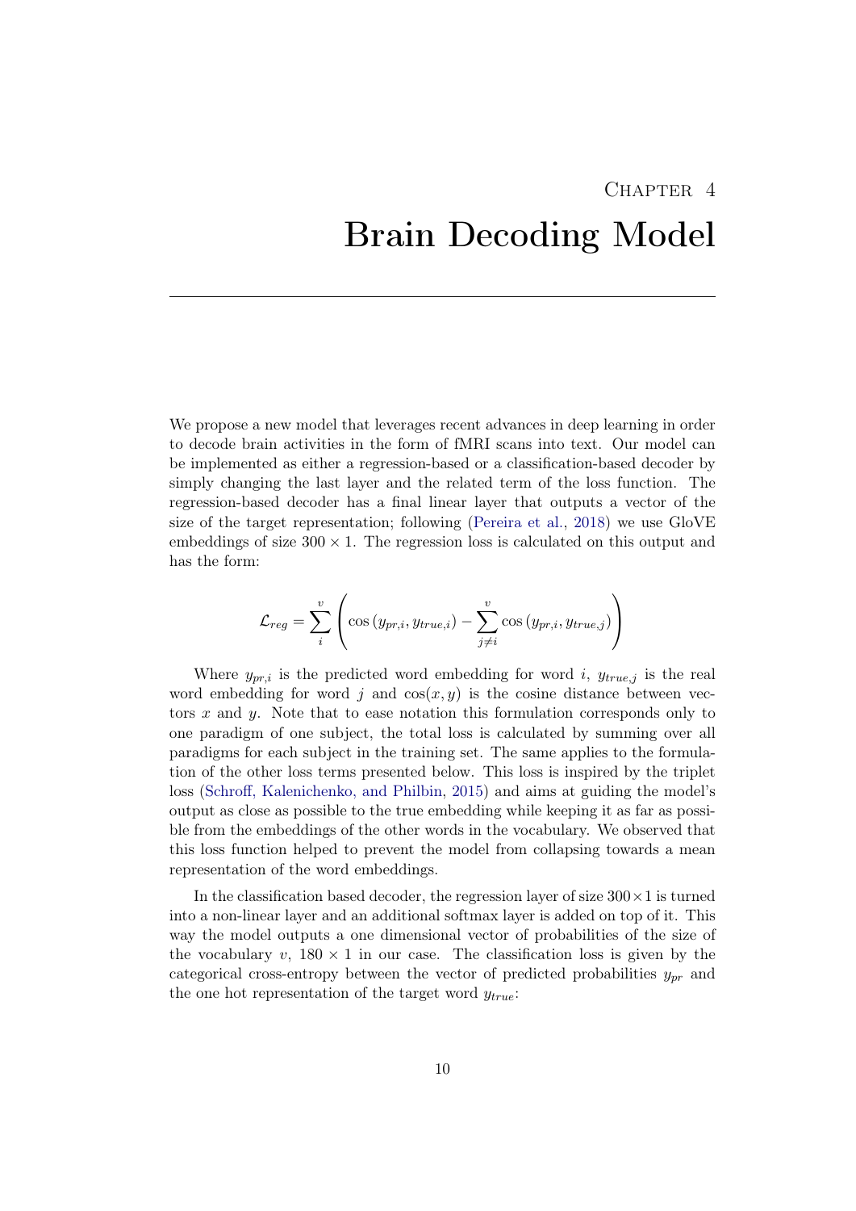# Chapter 4
# Brain Decoding Model

We propose a new model that leverages recent advances in deep learning in order to decode brain activities in the form of fMRI scans into text. Our model can be implemented as either a regression-based or a classification-based decoder by simply changing the last layer and the related term of the loss function. The regression-based decoder has a final linear layer that outputs a vector of the size of the target representation; following (Pereira et al., 2018) we use GloVE embeddings of size $300 \times 1$. The regression loss is calculated on this output and has the form:

$$\mathcal{L}_{reg} = \sum_{i}^{v} \left( \cos\left(y_{pr,i}, y_{true,i}\right) - \sum_{j \neq i}^{v} \cos\left(y_{pr,i}, y_{true,j}\right) \right)$$

Where $y_{pr,i}$ is the predicted word embedding for word $i$, $y_{true,j}$ is the real word embedding for word $j$ and $\cos(x, y)$ is the cosine distance between vectors $x$ and $y$. Note that to ease notation this formulation corresponds only to one paradigm of one subject, the total loss is calculated by summing over all paradigms for each subject in the training set. The same applies to the formulation of the other loss terms presented below. This loss is inspired by the triplet loss (Schroff, Kalenichenko, and Philbin, 2015) and aims at guiding the model's output as close as possible to the true embedding while keeping it as far as possible from the embeddings of the other words in the vocabulary. We observed that this loss function helped to prevent the model from collapsing towards a mean representation of the word embeddings.

In the classification based decoder, the regression layer of size $300 \times 1$ is turned into a non-linear layer and an additional softmax layer is added on top of it. This way the model outputs a one dimensional vector of probabilities of the size of the vocabulary $v$, $180 \times 1$ in our case. The classification loss is given by the categorical cross-entropy between the vector of predicted probabilities $y_{pr}$ and the one hot representation of the target word $y_{true}$: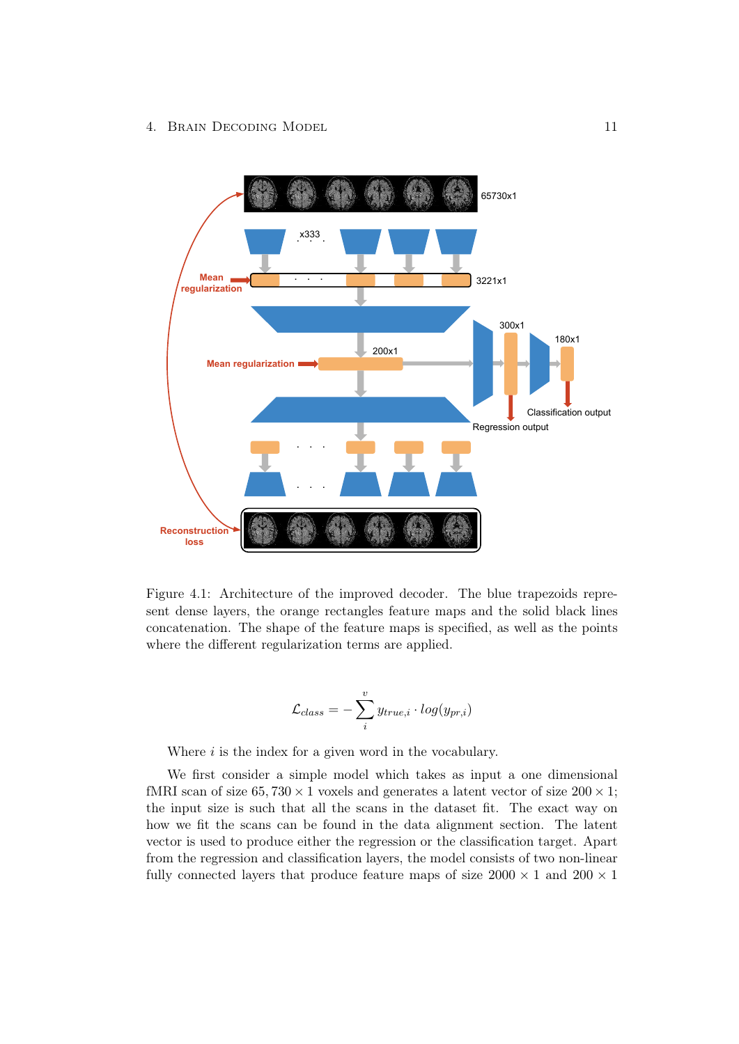Figure 4.1: Architecture of the improved decoder. The blue trapezoids represent dense layers, the orange rectangles feature maps and the solid black lines concatenation. The shape of the feature maps is specified, as well as the points where the different regularization terms are applied.

$$\mathcal{L}_{class} = -\sum_{i}^{v} y_{true,i} \cdot log(y_{pr,i})$$

Where $i$ is the index for a given word in the vocabulary.

We first consider a simple model which takes as input a one dimensional fMRI scan of size $65,730 \times 1$ voxels and generates a latent vector of size $200 \times 1$; the input size is such that all the scans in the dataset fit. The exact way on how we fit the scans can be found in the data alignment section. The latent vector is used to produce either the regression or the classification target. Apart from the regression and classification layers, the model consists of two non-linear fully connected layers that produce feature maps of size $2000 \times 1$ and $200 \times 1$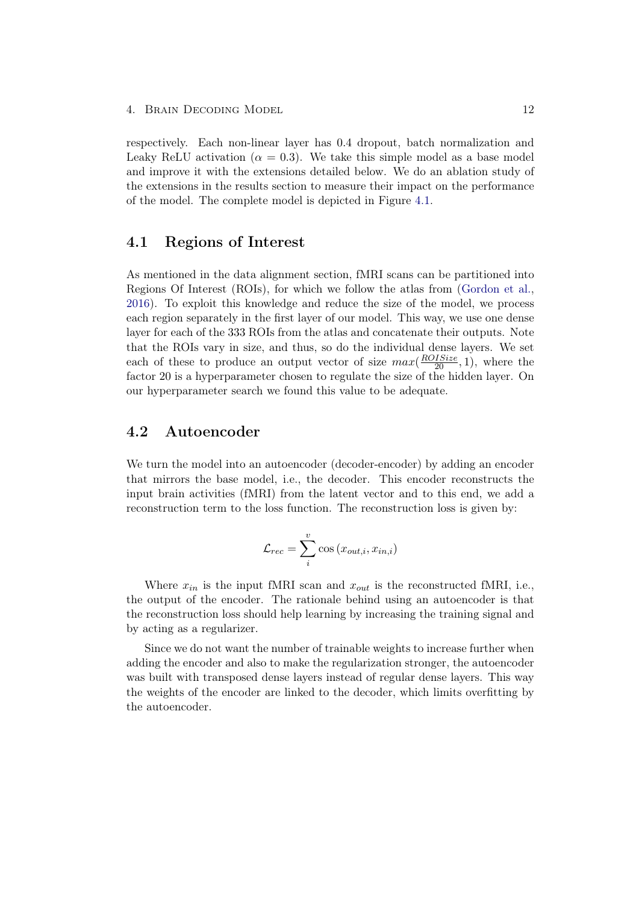respectively. Each non-linear layer has 0.4 dropout, batch normalization and Leaky ReLU activation ($\alpha = 0.3$). We take this simple model as a base model and improve it with the extensions detailed below. We do an ablation study of the extensions in the results section to measure their impact on the performance of the model. The complete model is depicted in Figure 4.1.

## 4.1 Regions of Interest

As mentioned in the data alignment section, fMRI scans can be partitioned into Regions Of Interest (ROIs), for which we follow the atlas from (Gordon et al., 2016). To exploit this knowledge and reduce the size of the model, we process each region separately in the first layer of our model. This way, we use one dense layer for each of the 333 ROIs from the atlas and concatenate their outputs. Note that the ROIs vary in size, and thus, so do the individual dense layers. We set each of these to produce an output vector of size $max(\frac{ROISize}{20}, 1)$, where the factor 20 is a hyperparameter chosen to regulate the size of the hidden layer. On our hyperparameter search we found this value to be adequate.

## 4.2 Autoencoder

We turn the model into an autoencoder (decoder-encoder) by adding an encoder that mirrors the base model, i.e., the decoder. This encoder reconstructs the input brain activities (fMRI) from the latent vector and to this end, we add a reconstruction term to the loss function. The reconstruction loss is given by:

$$\mathcal{L}_{rec} = \sum_{i}^{v} \cos\left(x_{out,i}, x_{in,i}\right)$$

Where $x_{in}$ is the input fMRI scan and $x_{out}$ is the reconstructed fMRI, i.e., the output of the encoder. The rationale behind using an autoencoder is that the reconstruction loss should help learning by increasing the training signal and by acting as a regularizer.

Since we do not want the number of trainable weights to increase further when adding the encoder and also to make the regularization stronger, the autoencoder was built with transposed dense layers instead of regular dense layers. This way the weights of the encoder are linked to the decoder, which limits overfitting by the autoencoder.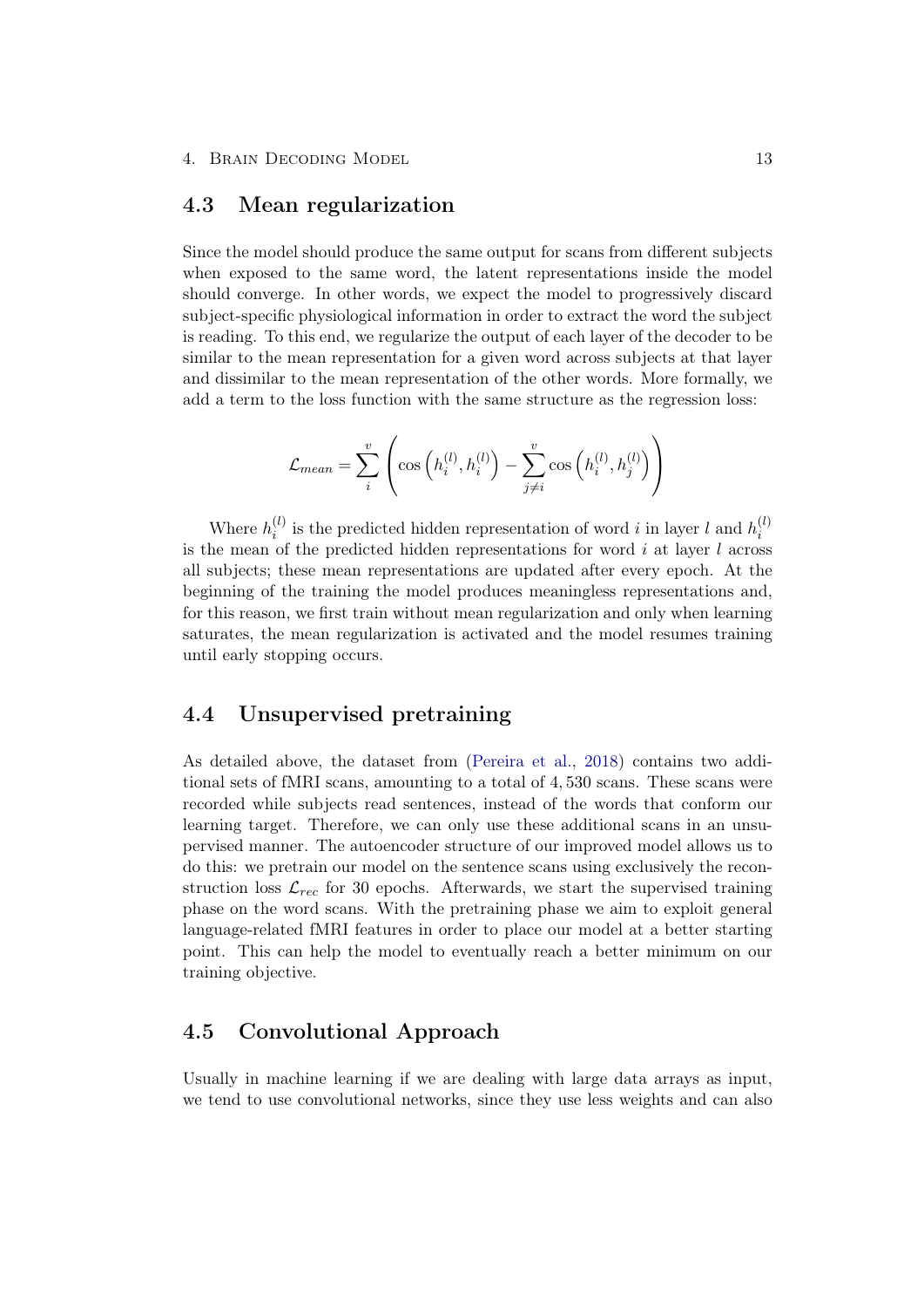## 4.3 Mean regularization

Since the model should produce the same output for scans from different subjects when exposed to the same word, the latent representations inside the model should converge. In other words, we expect the model to progressively discard subject-specific physiological information in order to extract the word the subject is reading. To this end, we regularize the output of each layer of the decoder to be similar to the mean representation for a given word across subjects at that layer and dissimilar to the mean representation of the other words. More formally, we add a term to the loss function with the same structure as the regression loss:

$$\mathcal{L}_{mean} = \sum_{i}^{v} \left( \cos\left(h_i^{(l)}, \bar{h}_i^{(l)}\right) - \sum_{j \neq i}^{v} \cos\left(h_i^{(l)}, \bar{h}_j^{(l)}\right) \right)$$

Where $h_i^{(l)}$ is the predicted hidden representation of word $i$ in layer $l$ and $\bar{h}_i^{(l)}$ is the mean of the predicted hidden representations for word $i$ at layer $l$ across all subjects; these mean representations are updated after every epoch. At the beginning of the training the model produces meaningless representations and, for this reason, we first train without mean regularization and only when learning saturates, the mean regularization is activated and the model resumes training until early stopping occurs.

## 4.4 Unsupervised pretraining

As detailed above, the dataset from (Pereira et al., 2018) contains two additional sets of fMRI scans, amounting to a total of 4,530 scans. These scans were recorded while subjects read sentences, instead of the words that conform our learning target. Therefore, we can only use these additional scans in an unsupervised manner. The autoencoder structure of our improved model allows us to do this: we pretrain our model on the sentence scans using exclusively the reconstruction loss $\mathcal{L}_{rec}$ for 30 epochs. Afterwards, we start the supervised training phase on the word scans. With the pretraining phase we aim to exploit general language-related fMRI features in order to place our model at a better starting point. This can help the model to eventually reach a better minimum on our training objective.

## 4.5 Convolutional Approach

Usually in machine learning if we are dealing with large data arrays as input, we tend to use convolutional networks, since they use less weights and can also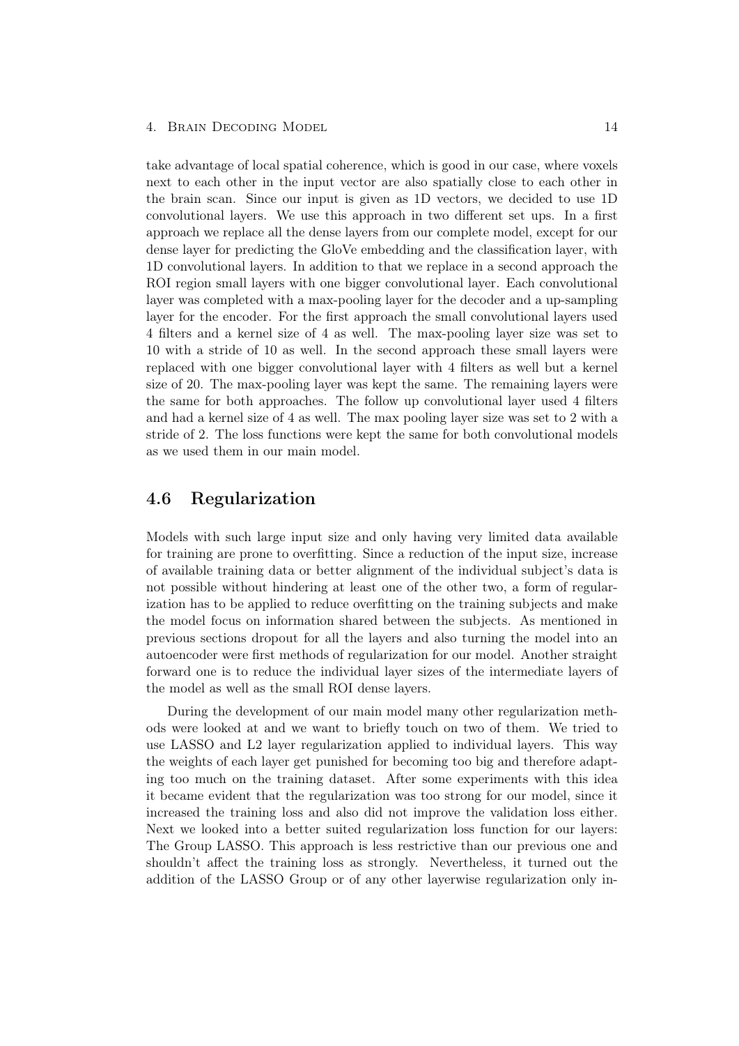take advantage of local spatial coherence, which is good in our case, where voxels next to each other in the input vector are also spatially close to each other in the brain scan. Since our input is given as 1D vectors, we decided to use 1D convolutional layers. We use this approach in two different set ups. In a first approach we replace all the dense layers from our complete model, except for our dense layer for predicting the GloVe embedding and the classification layer, with 1D convolutional layers. In addition to that we replace in a second approach the ROI region small layers with one bigger convolutional layer. Each convolutional layer was completed with a max-pooling layer for the decoder and a up-sampling layer for the encoder. For the first approach the small convolutional layers used 4 filters and a kernel size of 4 as well. The max-pooling layer size was set to 10 with a stride of 10 as well. In the second approach these small layers were replaced with one bigger convolutional layer with 4 filters as well but a kernel size of 20. The max-pooling layer was kept the same. The remaining layers were the same for both approaches. The follow up convolutional layer used 4 filters and had a kernel size of 4 as well. The max pooling layer size was set to 2 with a stride of 2. The loss functions were kept the same for both convolutional models as we used them in our main model.

## 4.6 Regularization

Models with such large input size and only having very limited data available for training are prone to overfitting. Since a reduction of the input size, increase of available training data or better alignment of the individual subject's data is not possible without hindering at least one of the other two, a form of regularization has to be applied to reduce overfitting on the training subjects and make the model focus on information shared between the subjects. As mentioned in previous sections dropout for all the layers and also turning the model into an autoencoder were first methods of regularization for our model. Another straight forward one is to reduce the individual layer sizes of the intermediate layers of the model as well as the small ROI dense layers.

During the development of our main model many other regularization methods were looked at and we want to briefly touch on two of them. We tried to use LASSO and L2 layer regularization applied to individual layers. This way the weights of each layer get punished for becoming too big and therefore adapting too much on the training dataset. After some experiments with this idea it became evident that the regularization was too strong for our model, since it increased the training loss and also did not improve the validation loss either. Next we looked into a better suited regularization loss function for our layers: The Group LASSO. This approach is less restrictive than our previous one and shouldn't affect the training loss as strongly. Nevertheless, it turned out the addition of the LASSO Group or of any other layerwise regularization only in-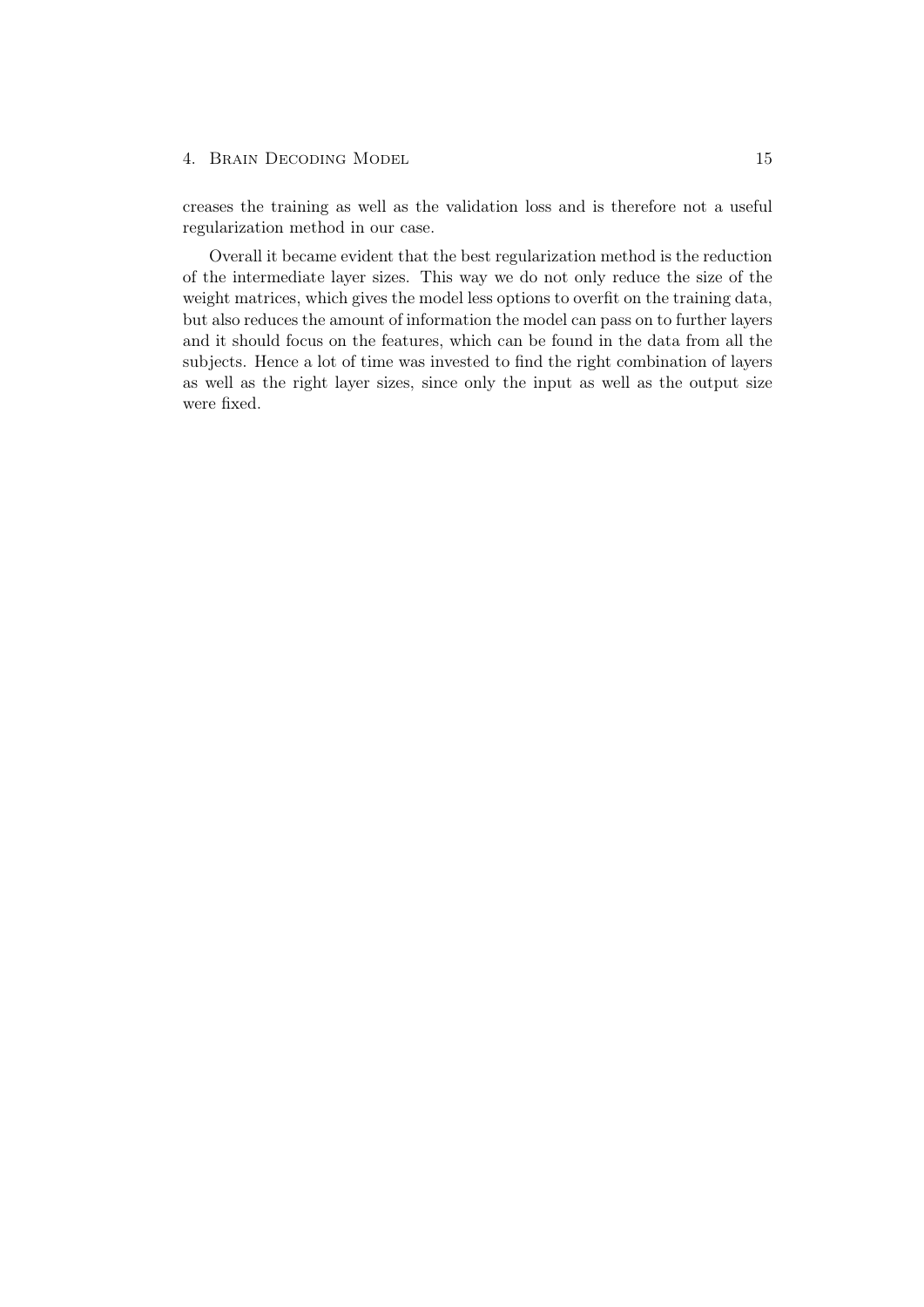creases the training as well as the validation loss and is therefore not a useful regularization method in our case.

Overall it became evident that the best regularization method is the reduction of the intermediate layer sizes. This way we do not only reduce the size of the weight matrices, which gives the model less options to overfit on the training data, but also reduces the amount of information the model can pass on to further layers and it should focus on the features, which can be found in the data from all the subjects. Hence a lot of time was invested to find the right combination of layers as well as the right layer sizes, since only the input as well as the output size were fixed.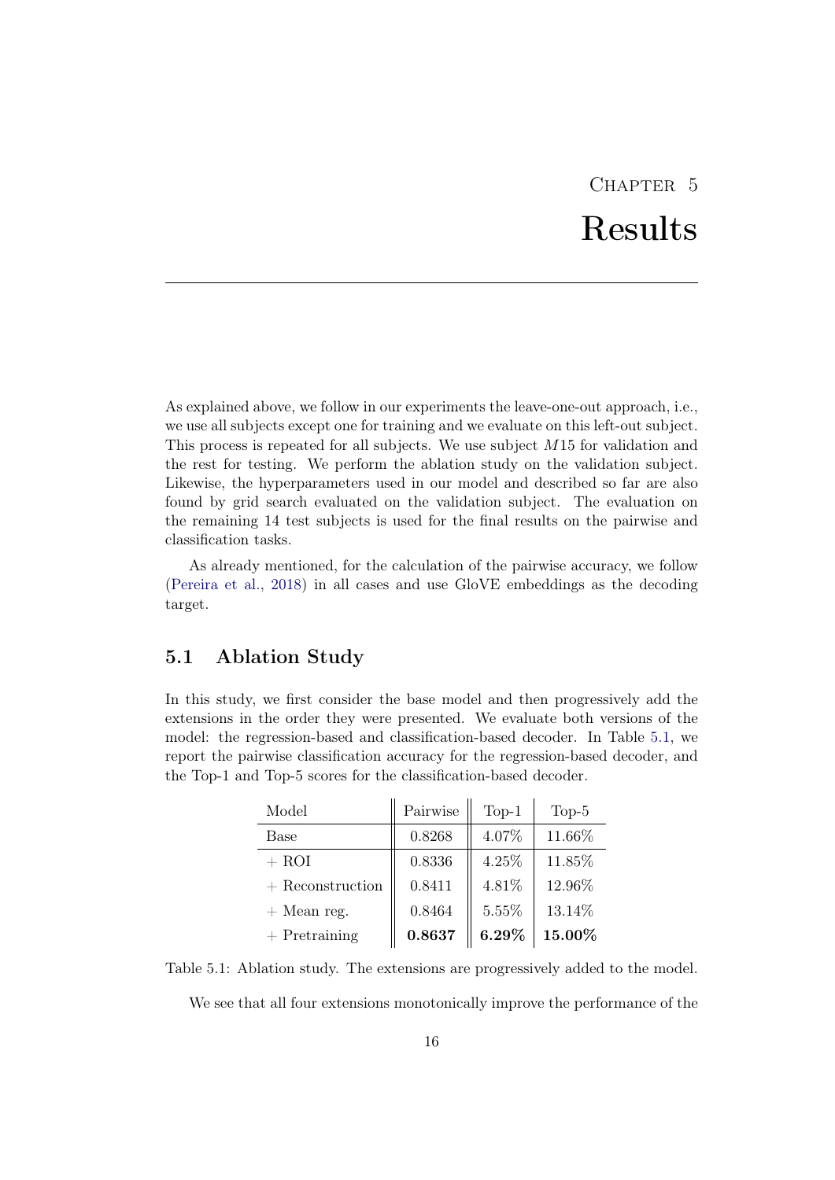# Chapter 5
# Results

As explained above, we follow in our experiments the leave-one-out approach, i.e., we use all subjects except one for training and we evaluate on this left-out subject. This process is repeated for all subjects. We use subject $M15$ for validation and the rest for testing. We perform the ablation study on the validation subject. Likewise, the hyperparameters used in our model and described so far are also found by grid search evaluated on the validation subject. The evaluation on the remaining 14 test subjects is used for the final results on the pairwise and classification tasks.

As already mentioned, for the calculation of the pairwise accuracy, we follow (Pereira et al., 2018) in all cases and use GloVE embeddings as the decoding target.

## 5.1 Ablation Study

In this study, we first consider the base model and then progressively add the extensions in the order they were presented. We evaluate both versions of the model: the regression-based and classification-based decoder. In Table 5.1, we report the pairwise classification accuracy for the regression-based decoder, and the Top-1 and Top-5 scores for the classification-based decoder.

| Model | Pairwise | Top-1 | Top-5 |
|---|---|---|---|
| Base | 0.8268 | 4.07% | 11.66% |
| + ROI | 0.8336 | 4.25% | 11.85% |
| + Reconstruction | 0.8411 | 4.81% | 12.96% |
| + Mean reg. | 0.8464 | 5.55% | 13.14% |
| + Pretraining | **0.8637** | **6.29%** | **15.00%** |

Table 5.1: Ablation study. The extensions are progressively added to the model.

We see that all four extensions monotonically improve the performance of the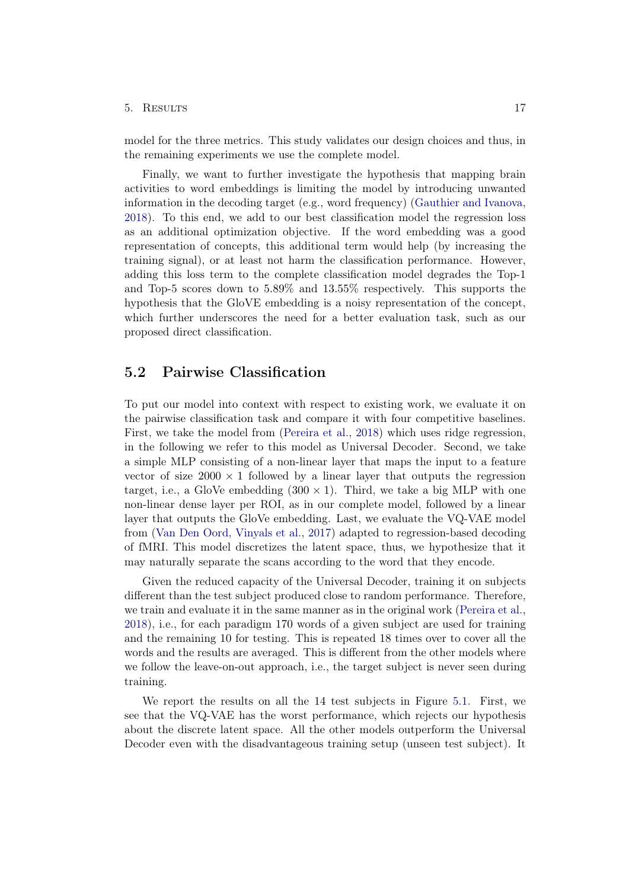model for the three metrics. This study validates our design choices and thus, in the remaining experiments we use the complete model.

Finally, we want to further investigate the hypothesis that mapping brain activities to word embeddings is limiting the model by introducing unwanted information in the decoding target (e.g., word frequency) (Gauthier and Ivanova, 2018). To this end, we add to our best classification model the regression loss as an additional optimization objective. If the word embedding was a good representation of concepts, this additional term would help (by increasing the training signal), or at least not harm the classification performance. However, adding this loss term to the complete classification model degrades the Top-1 and Top-5 scores down to 5.89% and 13.55% respectively. This supports the hypothesis that the GloVE embedding is a noisy representation of the concept, which further underscores the need for a better evaluation task, such as our proposed direct classification.

## 5.2 Pairwise Classification

To put our model into context with respect to existing work, we evaluate it on the pairwise classification task and compare it with four competitive baselines. First, we take the model from (Pereira et al., 2018) which uses ridge regression, in the following we refer to this model as Universal Decoder. Second, we take a simple MLP consisting of a non-linear layer that maps the input to a feature vector of size $2000 \times 1$ followed by a linear layer that outputs the regression target, i.e., a GloVe embedding ($300 \times 1$). Third, we take a big MLP with one non-linear dense layer per ROI, as in our complete model, followed by a linear layer that outputs the GloVe embedding. Last, we evaluate the VQ-VAE model from (Van Den Oord, Vinyals et al., 2017) adapted to regression-based decoding of fMRI. This model discretizes the latent space, thus, we hypothesize that it may naturally separate the scans according to the word that they encode.

Given the reduced capacity of the Universal Decoder, training it on subjects different than the test subject produced close to random performance. Therefore, we train and evaluate it in the same manner as in the original work (Pereira et al., 2018), i.e., for each paradigm 170 words of a given subject are used for training and the remaining 10 for testing. This is repeated 18 times over to cover all the words and the results are averaged. This is different from the other models where we follow the leave-on-out approach, i.e., the target subject is never seen during training.

We report the results on all the 14 test subjects in Figure 5.1. First, we see that the VQ-VAE has the worst performance, which rejects our hypothesis about the discrete latent space. All the other models outperform the Universal Decoder even with the disadvantageous training setup (unseen test subject). It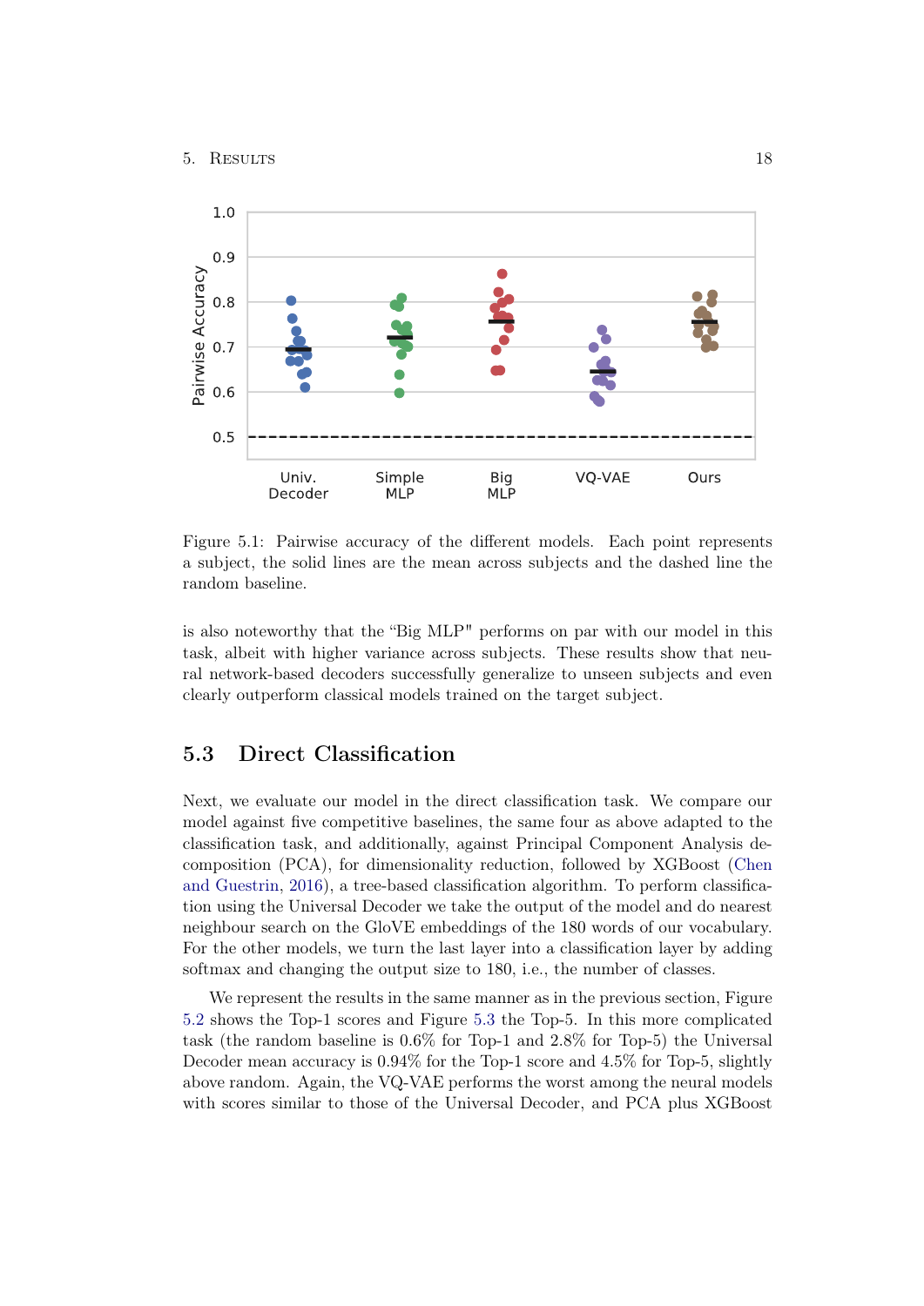Figure 5.1: Pairwise accuracy of the different models. Each point represents a subject, the solid lines are the mean across subjects and the dashed line the random baseline.

is also noteworthy that the "Big MLP" performs on par with our model in this task, albeit with higher variance across subjects. These results show that neural network-based decoders successfully generalize to unseen subjects and even clearly outperform classical models trained on the target subject.

## 5.3 Direct Classification

Next, we evaluate our model in the direct classification task. We compare our model against five competitive baselines, the same four as above adapted to the classification task, and additionally, against Principal Component Analysis decomposition (PCA), for dimensionality reduction, followed by XGBoost (Chen and Guestrin, 2016), a tree-based classification algorithm. To perform classification using the Universal Decoder we take the output of the model and do nearest neighbour search on the GloVE embeddings of the 180 words of our vocabulary. For the other models, we turn the last layer into a classification layer by adding softmax and changing the output size to 180, i.e., the number of classes.

We represent the results in the same manner as in the previous section, Figure 5.2 shows the Top-1 scores and Figure 5.3 the Top-5. In this more complicated task (the random baseline is 0.6% for Top-1 and 2.8% for Top-5) the Universal Decoder mean accuracy is 0.94% for the Top-1 score and 4.5% for Top-5, slightly above random. Again, the VQ-VAE performs the worst among the neural models with scores similar to those of the Universal Decoder, and PCA plus XGBoost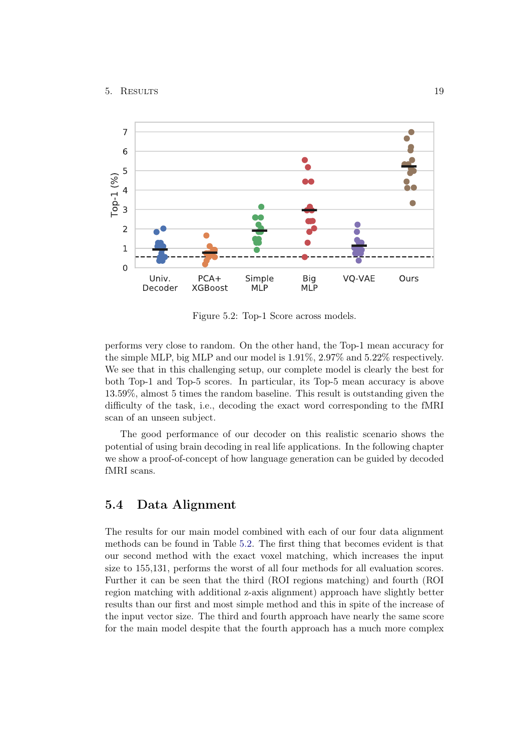Figure 5.2: Top-1 Score across models.

performs very close to random. On the other hand, the Top-1 mean accuracy for the simple MLP, big MLP and our model is 1.91%, 2.97% and 5.22% respectively. We see that in this challenging setup, our complete model is clearly the best for both Top-1 and Top-5 scores. In particular, its Top-5 mean accuracy is above 13.59%, almost 5 times the random baseline. This result is outstanding given the difficulty of the task, i.e., decoding the exact word corresponding to the fMRI scan of an unseen subject.

The good performance of our decoder on this realistic scenario shows the potential of using brain decoding in real life applications. In the following chapter we show a proof-of-concept of how language generation can be guided by decoded fMRI scans.

## 5.4 Data Alignment

The results for our main model combined with each of our four data alignment methods can be found in Table 5.2. The first thing that becomes evident is that our second method with the exact voxel matching, which increases the input size to 155,131, performs the worst of all four methods for all evaluation scores. Further it can be seen that the third (ROI regions matching) and fourth (ROI region matching with additional z-axis alignment) approach have slightly better results than our first and most simple method and this in spite of the increase of the input vector size. The third and fourth approach have nearly the same score for the main model despite that the fourth approach has a much more complex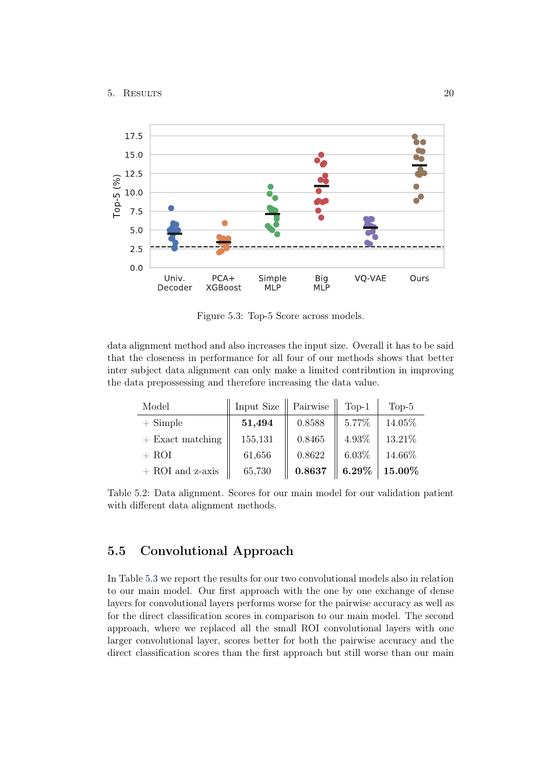Figure 5.3: Top-5 Score across models.

data alignment method and also increases the input size. Overall it has to be said that the closeness in performance for all four of our methods shows that better inter subject data alignment can only make a limited contribution in improving the data prepossessing and therefore increasing the data value.

| Model | Input Size | Pairwise | Top-1 | Top-5 |
|---|---|---|---|---|
| + Simple | **51,494** | 0.8588 | 5.77% | 14.05% |
| + Exact matching | 155,131 | 0.8465 | 4.93% | 13.21% |
| + ROI | 61,656 | 0.8622 | 6.03% | 14.66% |
| + ROI and z-axis | 65,730 | **0.8637** | **6.29%** | **15.00%** |

Table 5.2: Data alignment. Scores for our main model for our validation patient with different data alignment methods.

## 5.5 Convolutional Approach

In Table 5.3 we report the results for our two convolutional models also in relation to our main model. Our first approach with the one by one exchange of dense layers for convolutional layers performs worse for the pairwise accuracy as well as for the direct classification scores in comparison to our main model. The second approach, where we replaced all the small ROI convolutional layers with one larger convolutional layer, scores better for both the pairwise accuracy and the direct classification scores than the first approach but still worse than our main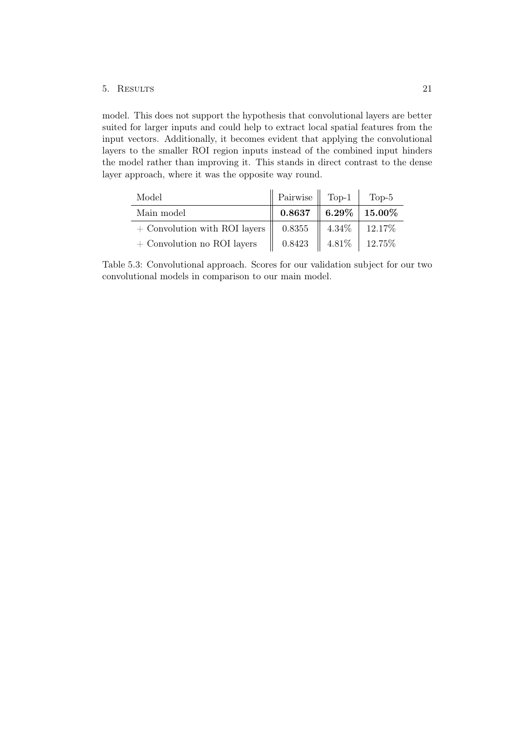model. This does not support the hypothesis that convolutional layers are better suited for larger inputs and could help to extract local spatial features from the input vectors. Additionally, it becomes evident that applying the convolutional layers to the smaller ROI region inputs instead of the combined input hinders the model rather than improving it. This stands in direct contrast to the dense layer approach, where it was the opposite way round.

| Model | Pairwise | Top-1 | Top-5 |
|---|---|---|---|
| Main model | **0.8637** | **6.29%** | **15.00%** |
| + Convolution with ROI layers | 0.8355 | 4.34% | 12.17% |
| + Convolution no ROI layers | 0.8423 | 4.81% | 12.75% |

Table 5.3: Convolutional approach. Scores for our validation subject for our two convolutional models in comparison to our main model.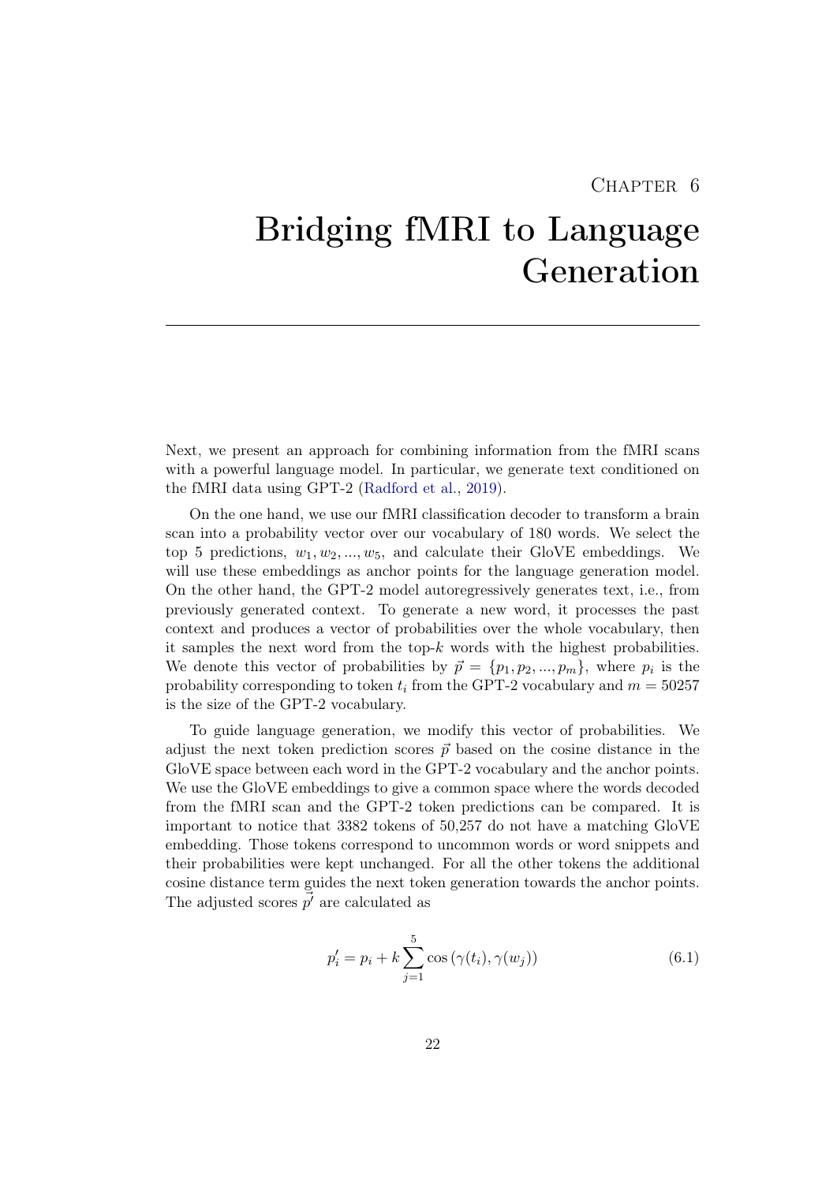# Chapter 6

# Bridging fMRI to Language Generation

Next, we present an approach for combining information from the fMRI scans with a powerful language model. In particular, we generate text conditioned on the fMRI data using GPT-2 (Radford et al., 2019).

On the one hand, we use our fMRI classification decoder to transform a brain scan into a probability vector over our vocabulary of 180 words. We select the top 5 predictions, $w_1, w_2, ..., w_5$, and calculate their GloVE embeddings. We will use these embeddings as anchor points for the language generation model. On the other hand, the GPT-2 model autoregressively generates text, i.e., from previously generated context. To generate a new word, it processes the past context and produces a vector of probabilities over the whole vocabulary, then it samples the next word from the top-$k$ words with the highest probabilities. We denote this vector of probabilities by $\vec{p} = \{p_1, p_2, ..., p_m\}$, where $p_i$ is the probability corresponding to token $t_i$ from the GPT-2 vocabulary and $m = 50257$ is the size of the GPT-2 vocabulary.

To guide language generation, we modify this vector of probabilities. We adjust the next token prediction scores $\vec{p}$ based on the cosine distance in the GloVE space between each word in the GPT-2 vocabulary and the anchor points. We use the GloVE embeddings to give a common space where the words decoded from the fMRI scan and the GPT-2 token predictions can be compared. It is important to notice that 3382 tokens of 50,257 do not have a matching GloVE embedding. Those tokens correspond to uncommon words or word snippets and their probabilities were kept unchanged. For all the other tokens the additional cosine distance term guides the next token generation towards the anchor points. The adjusted scores $\vec{p'}$ are calculated as

$$p'_i = p_i + k \sum_{j=1}^{5} \cos\left(\gamma(t_i), \gamma(w_j)\right) \tag{6.1}$$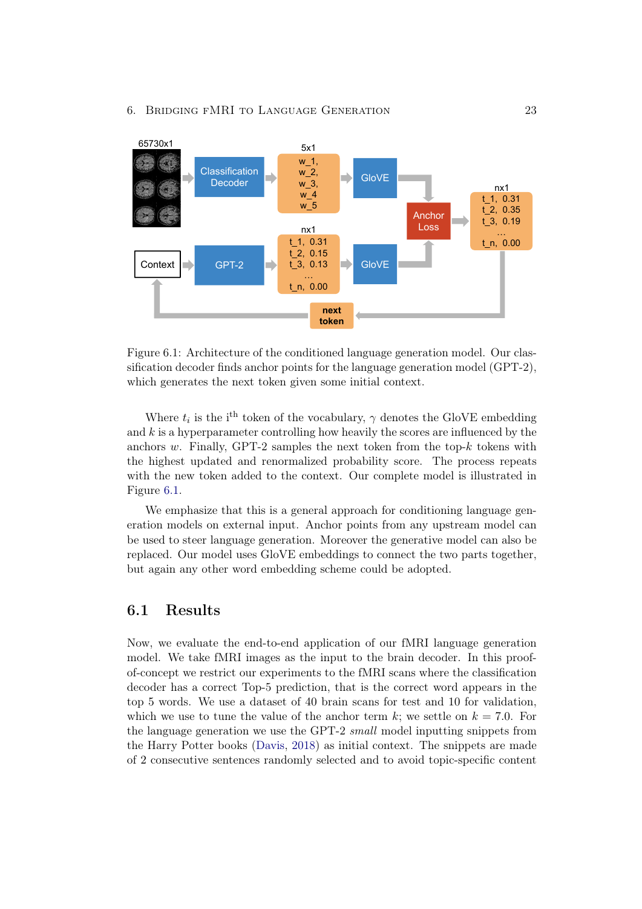Figure 6.1: Architecture of the conditioned language generation model. Our classification decoder finds anchor points for the language generation model (GPT-2), which generates the next token given some initial context.

Where $t_i$ is the i$^{\text{th}}$ token of the vocabulary, $\gamma$ denotes the GloVE embedding and $k$ is a hyperparameter controlling how heavily the scores are influenced by the anchors $w$. Finally, GPT-2 samples the next token from the top-$k$ tokens with the highest updated and renormalized probability score. The process repeats with the new token added to the context. Our complete model is illustrated in Figure 6.1.

We emphasize that this is a general approach for conditioning language generation models on external input. Anchor points from any upstream model can be used to steer language generation. Moreover the generative model can also be replaced. Our model uses GloVE embeddings to connect the two parts together, but again any other word embedding scheme could be adopted.

## 6.1 Results

Now, we evaluate the end-to-end application of our fMRI language generation model. We take fMRI images as the input to the brain decoder. In this proof-of-concept we restrict our experiments to the fMRI scans where the classification decoder has a correct Top-5 prediction, that is the correct word appears in the top 5 words. We use a dataset of 40 brain scans for test and 10 for validation, which we use to tune the value of the anchor term $k$; we settle on $k = 7.0$. For the language generation we use the GPT-2 *small* model inputting snippets from the Harry Potter books (Davis, 2018) as initial context. The snippets are made of 2 consecutive sentences randomly selected and to avoid topic-specific content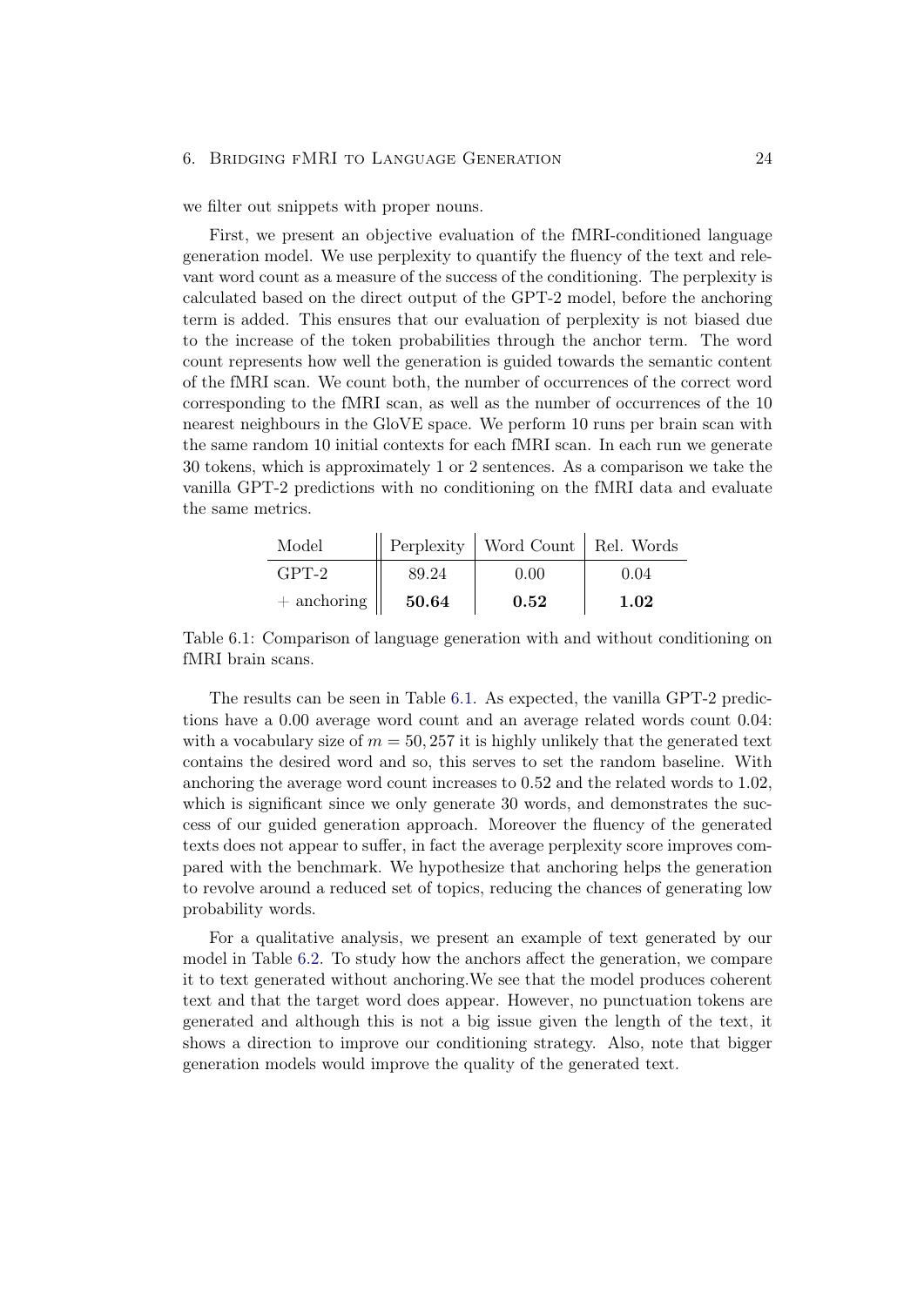we filter out snippets with proper nouns.

First, we present an objective evaluation of the fMRI-conditioned language generation model. We use perplexity to quantify the fluency of the text and relevant word count as a measure of the success of the conditioning. The perplexity is calculated based on the direct output of the GPT-2 model, before the anchoring term is added. This ensures that our evaluation of perplexity is not biased due to the increase of the token probabilities through the anchor term. The word count represents how well the generation is guided towards the semantic content of the fMRI scan. We count both, the number of occurrences of the correct word corresponding to the fMRI scan, as well as the number of occurrences of the 10 nearest neighbours in the GloVE space. We perform 10 runs per brain scan with the same random 10 initial contexts for each fMRI scan. In each run we generate 30 tokens, which is approximately 1 or 2 sentences. As a comparison we take the vanilla GPT-2 predictions with no conditioning on the fMRI data and evaluate the same metrics.

| Model | Perplexity | Word Count | Rel. Words |
|---|---|---|---|
| GPT-2 | 89.24 | 0.00 | 0.04 |
| + anchoring | **50.64** | **0.52** | **1.02** |

Table 6.1: Comparison of language generation with and without conditioning on fMRI brain scans.

The results can be seen in Table 6.1. As expected, the vanilla GPT-2 predictions have a 0.00 average word count and an average related words count 0.04: with a vocabulary size of $m = 50,257$ it is highly unlikely that the generated text contains the desired word and so, this serves to set the random baseline. With anchoring the average word count increases to 0.52 and the related words to 1.02, which is significant since we only generate 30 words, and demonstrates the success of our guided generation approach. Moreover the fluency of the generated texts does not appear to suffer, in fact the average perplexity score improves compared with the benchmark. We hypothesize that anchoring helps the generation to revolve around a reduced set of topics, reducing the chances of generating low probability words.

For a qualitative analysis, we present an example of text generated by our model in Table 6.2. To study how the anchors affect the generation, we compare it to text generated without anchoring.We see that the model produces coherent text and that the target word does appear. However, no punctuation tokens are generated and although this is not a big issue given the length of the text, it shows a direction to improve our conditioning strategy. Also, note that bigger generation models would improve the quality of the generated text.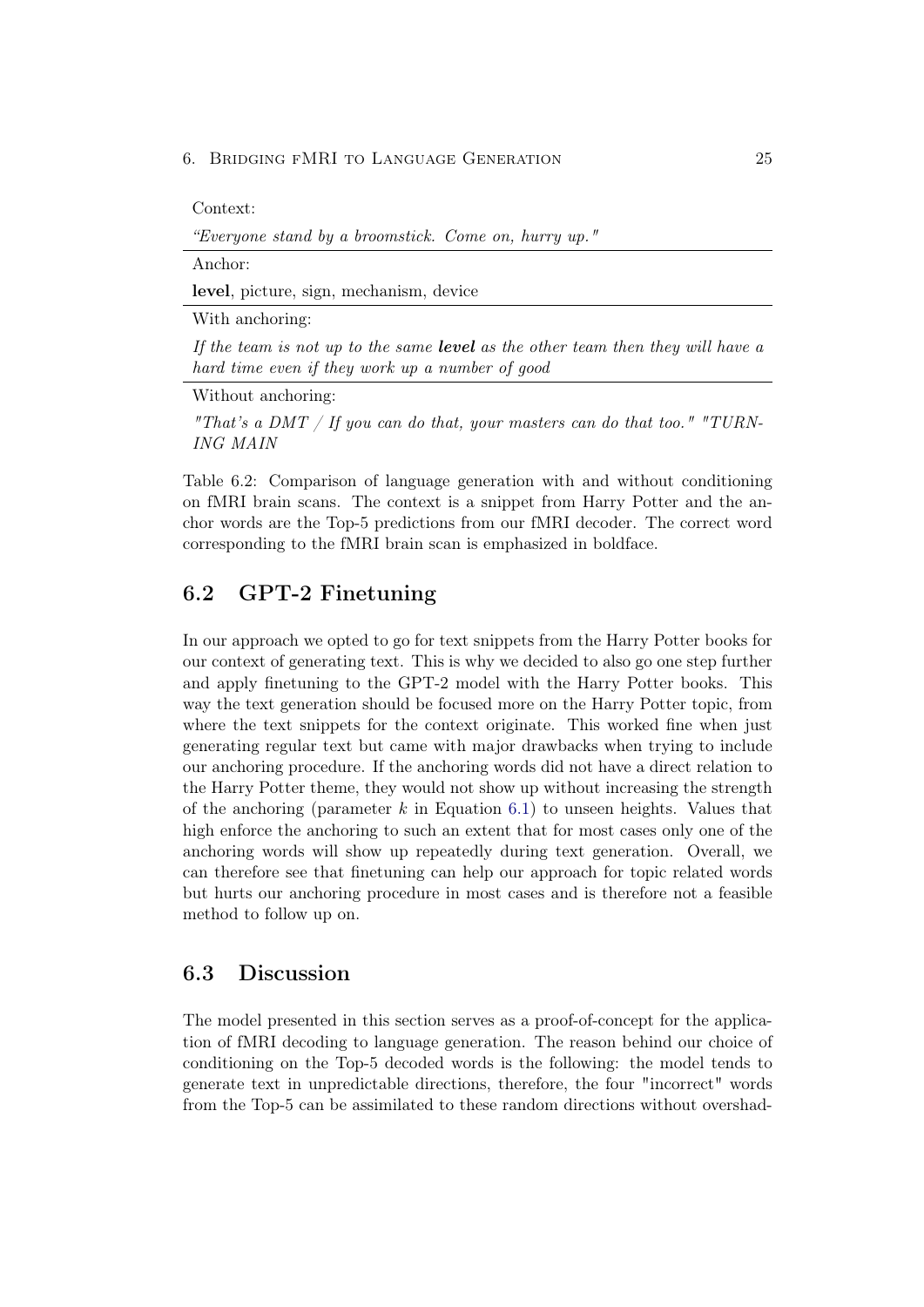| Context: |
|---|
| *"Everyone stand by a broomstick. Come on, hurry up."* |
| Anchor: |
| **level**, picture, sign, mechanism, device |
| With anchoring: |
| *If the team is not up to the same **level** as the other team then they will have a hard time even if they work up a number of good* |
| Without anchoring: |
| *"That's a DMT / If you can do that, your masters can do that too." "TURNING MAIN* |

Table 6.2: Comparison of language generation with and without conditioning on fMRI brain scans. The context is a snippet from Harry Potter and the anchor words are the Top-5 predictions from our fMRI decoder. The correct word corresponding to the fMRI brain scan is emphasized in boldface.

## 6.2 GPT-2 Finetuning

In our approach we opted to go for text snippets from the Harry Potter books for our context of generating text. This is why we decided to also go one step further and apply finetuning to the GPT-2 model with the Harry Potter books. This way the text generation should be focused more on the Harry Potter topic, from where the text snippets for the context originate. This worked fine when just generating regular text but came with major drawbacks when trying to include our anchoring procedure. If the anchoring words did not have a direct relation to the Harry Potter theme, they would not show up without increasing the strength of the anchoring (parameter $k$ in Equation 6.1) to unseen heights. Values that high enforce the anchoring to such an extent that for most cases only one of the anchoring words will show up repeatedly during text generation. Overall, we can therefore see that finetuning can help our approach for topic related words but hurts our anchoring procedure in most cases and is therefore not a feasible method to follow up on.

## 6.3 Discussion

The model presented in this section serves as a proof-of-concept for the application of fMRI decoding to language generation. The reason behind our choice of conditioning on the Top-5 decoded words is the following: the model tends to generate text in unpredictable directions, therefore, the four "incorrect" words from the Top-5 can be assimilated to these random directions without overshad-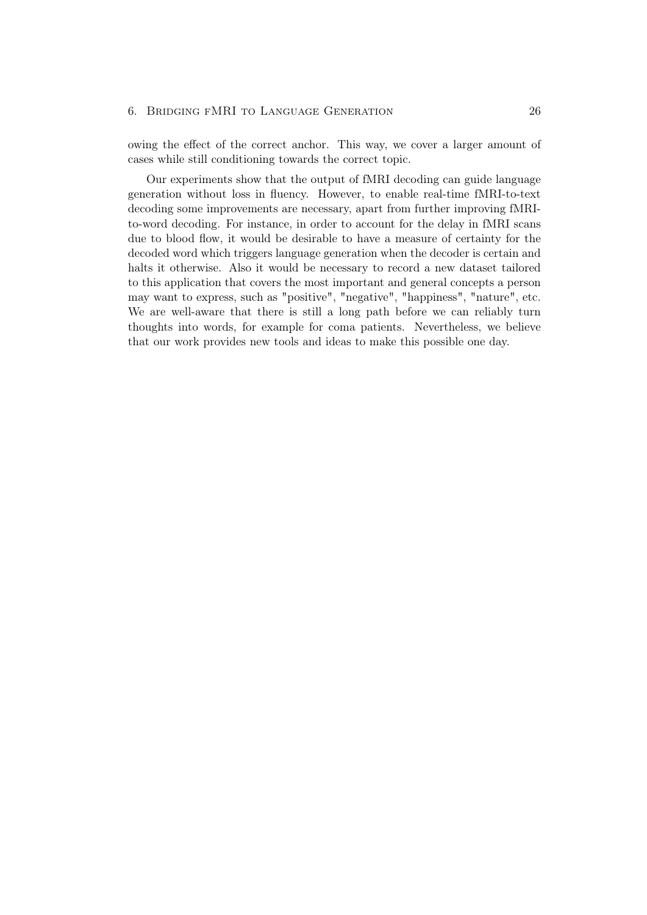owing the effect of the correct anchor. This way, we cover a larger amount of cases while still conditioning towards the correct topic.

Our experiments show that the output of fMRI decoding can guide language generation without loss in fluency. However, to enable real-time fMRI-to-text decoding some improvements are necessary, apart from further improving fMRI-to-word decoding. For instance, in order to account for the delay in fMRI scans due to blood flow, it would be desirable to have a measure of certainty for the decoded word which triggers language generation when the decoder is certain and halts it otherwise. Also it would be necessary to record a new dataset tailored to this application that covers the most important and general concepts a person may want to express, such as "positive", "negative", "happiness", "nature", etc. We are well-aware that there is still a long path before we can reliably turn thoughts into words, for example for coma patients. Nevertheless, we believe that our work provides new tools and ideas to make this possible one day.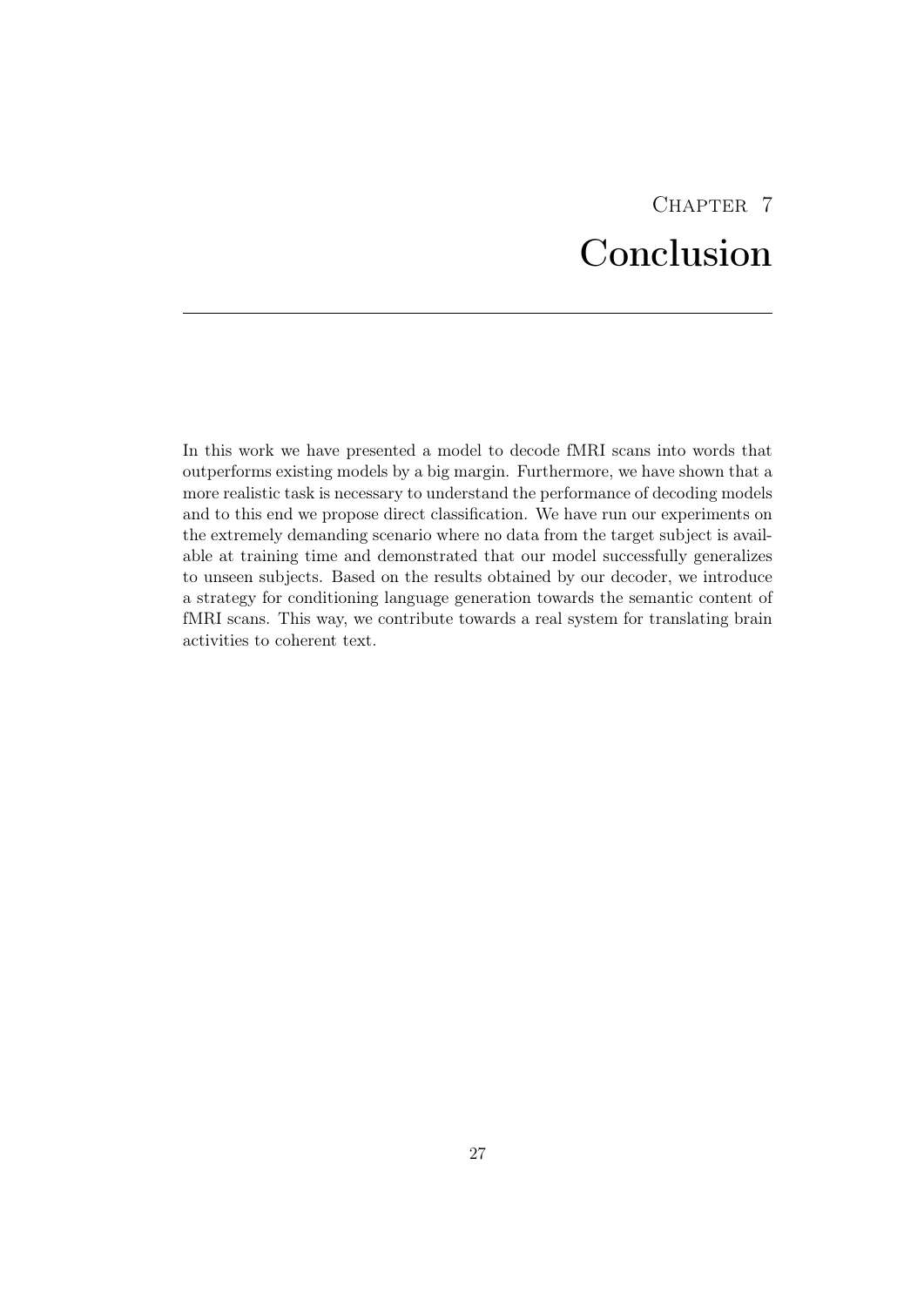# Chapter 7 Conclusion

In this work we have presented a model to decode fMRI scans into words that outperforms existing models by a big margin. Furthermore, we have shown that a more realistic task is necessary to understand the performance of decoding models and to this end we propose direct classification. We have run our experiments on the extremely demanding scenario where no data from the target subject is available at training time and demonstrated that our model successfully generalizes to unseen subjects. Based on the results obtained by our decoder, we introduce a strategy for conditioning language generation towards the semantic content of fMRI scans. This way, we contribute towards a real system for translating brain activities to coherent text.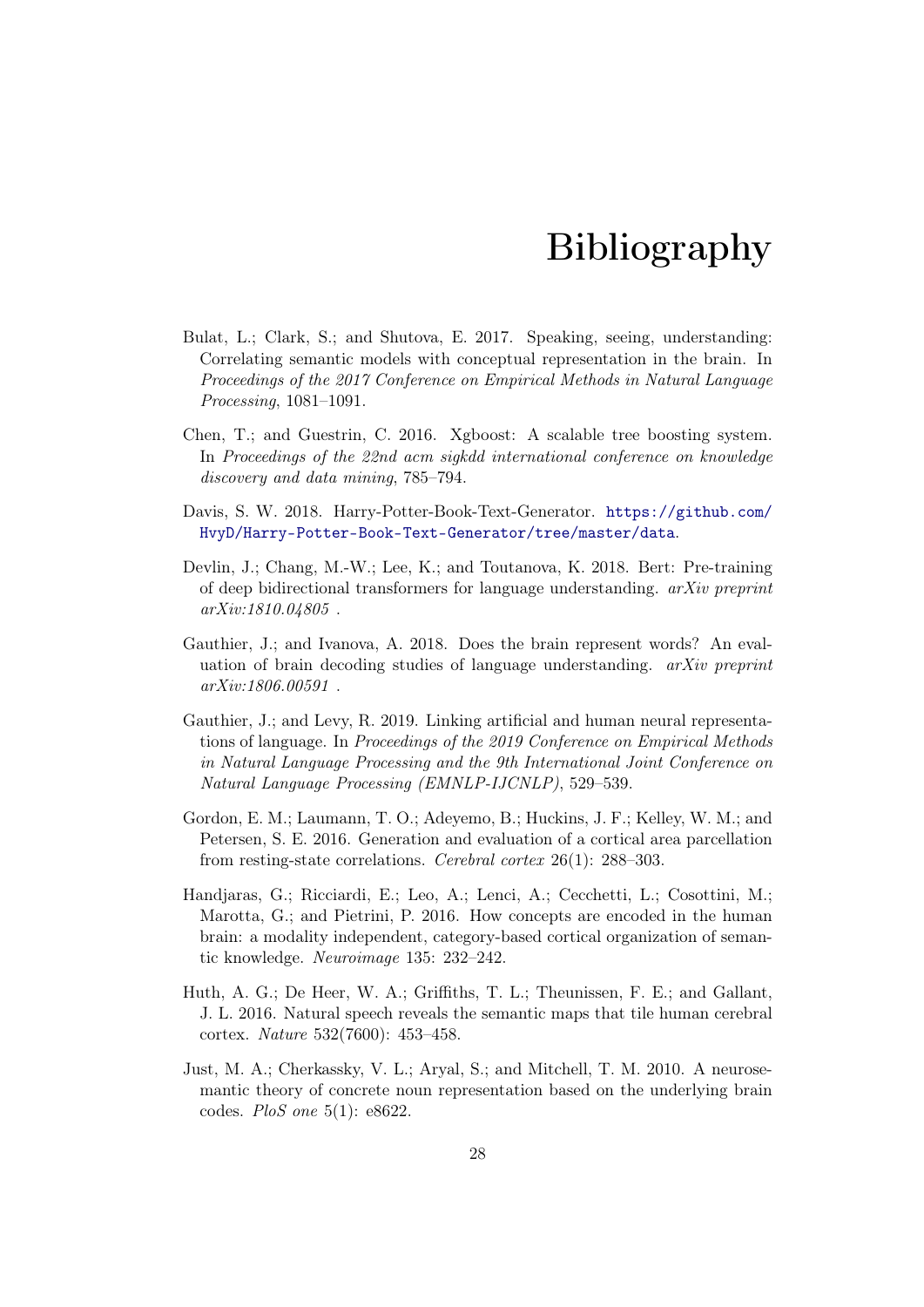# Bibliography

Bulat, L.; Clark, S.; and Shutova, E. 2017. Speaking, seeing, understanding: Correlating semantic models with conceptual representation in the brain. In *Proceedings of the 2017 Conference on Empirical Methods in Natural Language Processing*, 1081–1091.

Chen, T.; and Guestrin, C. 2016. Xgboost: A scalable tree boosting system. In *Proceedings of the 22nd acm sigkdd international conference on knowledge discovery and data mining*, 785–794.

Davis, S. W. 2018. Harry-Potter-Book-Text-Generator. https://github.com/HvyD/Harry-Potter-Book-Text-Generator/tree/master/data.

Devlin, J.; Chang, M.-W.; Lee, K.; and Toutanova, K. 2018. Bert: Pre-training of deep bidirectional transformers for language understanding. *arXiv preprint arXiv:1810.04805* .

Gauthier, J.; and Ivanova, A. 2018. Does the brain represent words? An evaluation of brain decoding studies of language understanding. *arXiv preprint arXiv:1806.00591* .

Gauthier, J.; and Levy, R. 2019. Linking artificial and human neural representations of language. In *Proceedings of the 2019 Conference on Empirical Methods in Natural Language Processing and the 9th International Joint Conference on Natural Language Processing (EMNLP-IJCNLP)*, 529–539.

Gordon, E. M.; Laumann, T. O.; Adeyemo, B.; Huckins, J. F.; Kelley, W. M.; and Petersen, S. E. 2016. Generation and evaluation of a cortical area parcellation from resting-state correlations. *Cerebral cortex* 26(1): 288–303.

Handjaras, G.; Ricciardi, E.; Leo, A.; Lenci, A.; Cecchetti, L.; Cosottini, M.; Marotta, G.; and Pietrini, P. 2016. How concepts are encoded in the human brain: a modality independent, category-based cortical organization of semantic knowledge. *Neuroimage* 135: 232–242.

Huth, A. G.; De Heer, W. A.; Griffiths, T. L.; Theunissen, F. E.; and Gallant, J. L. 2016. Natural speech reveals the semantic maps that tile human cerebral cortex. *Nature* 532(7600): 453–458.

Just, M. A.; Cherkassky, V. L.; Aryal, S.; and Mitchell, T. M. 2010. A neurosemantic theory of concrete noun representation based on the underlying brain codes. *PloS one* 5(1): e8622.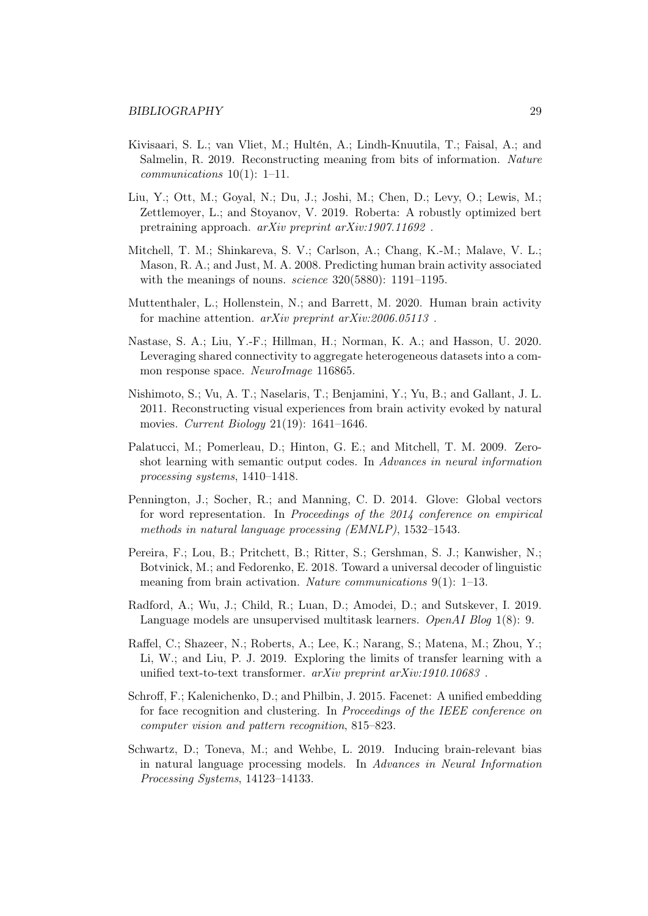Kivisaari, S. L.; van Vliet, M.; Hultén, A.; Lindh-Knuutila, T.; Faisal, A.; and Salmelin, R. 2019. Reconstructing meaning from bits of information. *Nature communications* 10(1): 1–11.

Liu, Y.; Ott, M.; Goyal, N.; Du, J.; Joshi, M.; Chen, D.; Levy, O.; Lewis, M.; Zettlemoyer, L.; and Stoyanov, V. 2019. Roberta: A robustly optimized bert pretraining approach. *arXiv preprint arXiv:1907.11692* .

Mitchell, T. M.; Shinkareva, S. V.; Carlson, A.; Chang, K.-M.; Malave, V. L.; Mason, R. A.; and Just, M. A. 2008. Predicting human brain activity associated with the meanings of nouns. *science* 320(5880): 1191–1195.

Muttenthaler, L.; Hollenstein, N.; and Barrett, M. 2020. Human brain activity for machine attention. *arXiv preprint arXiv:2006.05113* .

Nastase, S. A.; Liu, Y.-F.; Hillman, H.; Norman, K. A.; and Hasson, U. 2020. Leveraging shared connectivity to aggregate heterogeneous datasets into a common response space. *NeuroImage* 116865.

Nishimoto, S.; Vu, A. T.; Naselaris, T.; Benjamini, Y.; Yu, B.; and Gallant, J. L. 2011. Reconstructing visual experiences from brain activity evoked by natural movies. *Current Biology* 21(19): 1641–1646.

Palatucci, M.; Pomerleau, D.; Hinton, G. E.; and Mitchell, T. M. 2009. Zero-shot learning with semantic output codes. In *Advances in neural information processing systems*, 1410–1418.

Pennington, J.; Socher, R.; and Manning, C. D. 2014. Glove: Global vectors for word representation. In *Proceedings of the 2014 conference on empirical methods in natural language processing (EMNLP)*, 1532–1543.

Pereira, F.; Lou, B.; Pritchett, B.; Ritter, S.; Gershman, S. J.; Kanwisher, N.; Botvinick, M.; and Fedorenko, E. 2018. Toward a universal decoder of linguistic meaning from brain activation. *Nature communications* 9(1): 1–13.

Radford, A.; Wu, J.; Child, R.; Luan, D.; Amodei, D.; and Sutskever, I. 2019. Language models are unsupervised multitask learners. *OpenAI Blog* 1(8): 9.

Raffel, C.; Shazeer, N.; Roberts, A.; Lee, K.; Narang, S.; Matena, M.; Zhou, Y.; Li, W.; and Liu, P. J. 2019. Exploring the limits of transfer learning with a unified text-to-text transformer. *arXiv preprint arXiv:1910.10683* .

Schroff, F.; Kalenichenko, D.; and Philbin, J. 2015. Facenet: A unified embedding for face recognition and clustering. In *Proceedings of the IEEE conference on computer vision and pattern recognition*, 815–823.

Schwartz, D.; Toneva, M.; and Wehbe, L. 2019. Inducing brain-relevant bias in natural language processing models. In *Advances in Neural Information Processing Systems*, 14123–14133.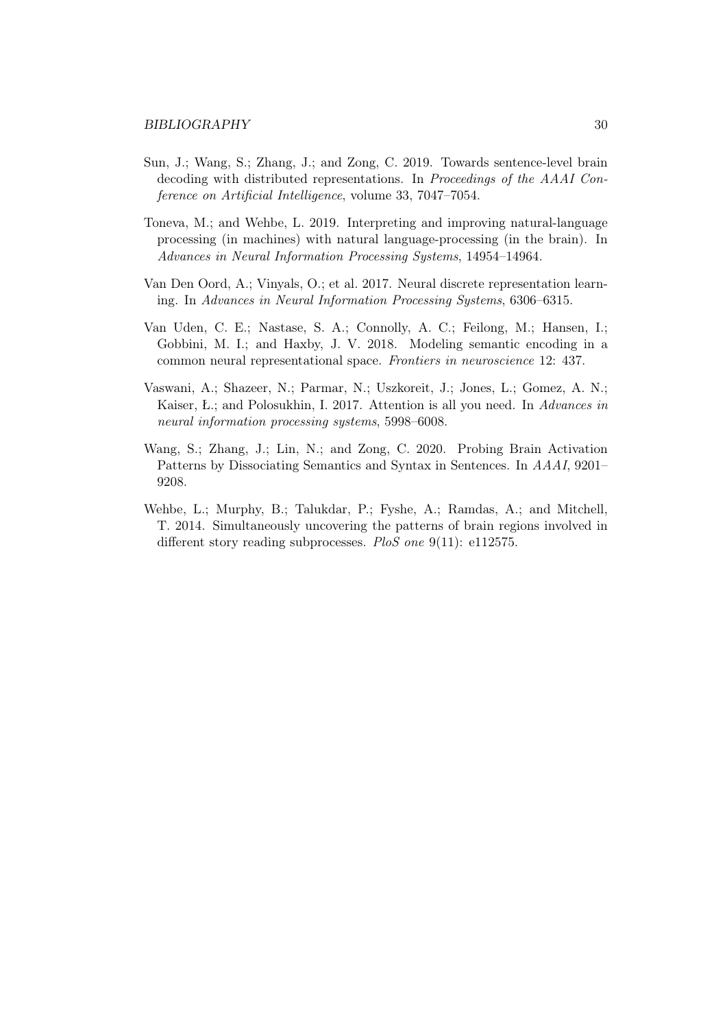Sun, J.; Wang, S.; Zhang, J.; and Zong, C. 2019. Towards sentence-level brain decoding with distributed representations. In *Proceedings of the AAAI Conference on Artificial Intelligence*, volume 33, 7047–7054.

Toneva, M.; and Wehbe, L. 2019. Interpreting and improving natural-language processing (in machines) with natural language-processing (in the brain). In *Advances in Neural Information Processing Systems*, 14954–14964.

Van Den Oord, A.; Vinyals, O.; et al. 2017. Neural discrete representation learning. In *Advances in Neural Information Processing Systems*, 6306–6315.

Van Uden, C. E.; Nastase, S. A.; Connolly, A. C.; Feilong, M.; Hansen, I.; Gobbini, M. I.; and Haxby, J. V. 2018. Modeling semantic encoding in a common neural representational space. *Frontiers in neuroscience* 12: 437.

Vaswani, A.; Shazeer, N.; Parmar, N.; Uszkoreit, J.; Jones, L.; Gomez, A. N.; Kaiser, Ł.; and Polosukhin, I. 2017. Attention is all you need. In *Advances in neural information processing systems*, 5998–6008.

Wang, S.; Zhang, J.; Lin, N.; and Zong, C. 2020. Probing Brain Activation Patterns by Dissociating Semantics and Syntax in Sentences. In *AAAI*, 9201–9208.

Wehbe, L.; Murphy, B.; Talukdar, P.; Fyshe, A.; Ramdas, A.; and Mitchell, T. 2014. Simultaneously uncovering the patterns of brain regions involved in different story reading subprocesses. *PloS one* 9(11): e112575.